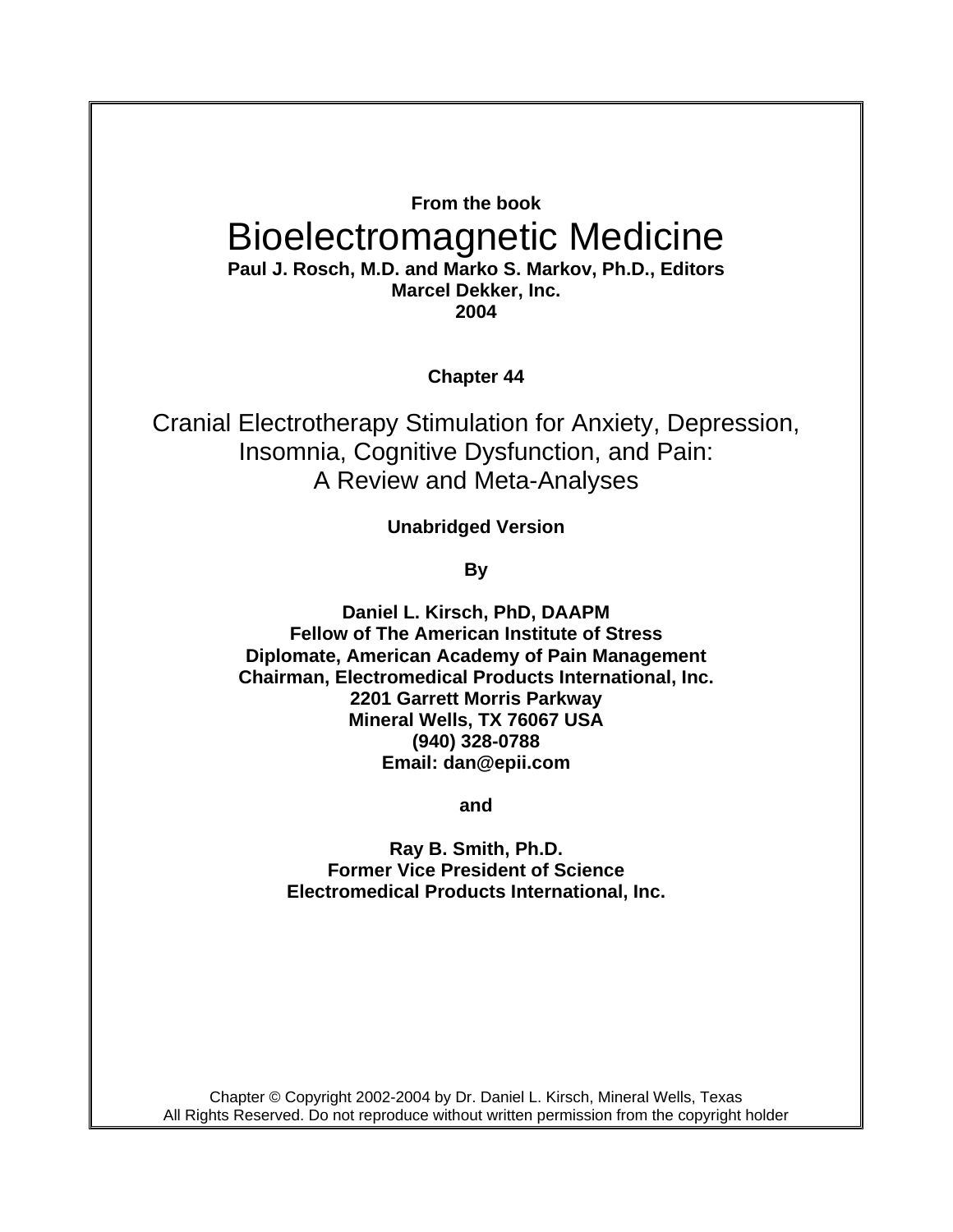**From the book**

# Bioelectromagnetic Medicine

**Paul J. Rosch, M.D. and Marko S. Markov, Ph.D., Editors**
**Marcel Dekker, Inc.**
**2004**

**Chapter 44**

## Cranial Electrotherapy Stimulation for Anxiety, Depression, Insomnia, Cognitive Dysfunction, and Pain: A Review and Meta-Analyses

**Unabridged Version**

**By**

**Daniel L. Kirsch, PhD, DAAPM**
**Fellow of The American Institute of Stress**
**Diplomate, American Academy of Pain Management**
**Chairman, Electromedical Products International, Inc.**
**2201 Garrett Morris Parkway**
**Mineral Wells, TX 76067 USA**
**(940) 328-0788**
**Email: dan@epii.com**

**and**

**Ray B. Smith, Ph.D.**
**Former Vice President of Science**
**Electromedical Products International, Inc.**

Chapter © Copyright 2002-2004 by Dr. Daniel L. Kirsch, Mineral Wells, Texas
All Rights Reserved. Do not reproduce without written permission from the copyright holder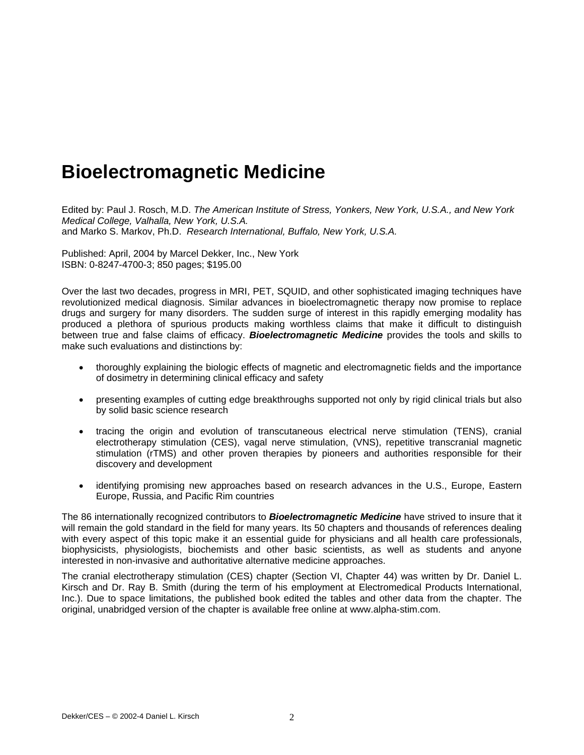# Bioelectromagnetic Medicine

Edited by: Paul J. Rosch, M.D. *The American Institute of Stress, Yonkers, New York, U.S.A., and New York Medical College, Valhalla, New York, U.S.A.*
and Marko S. Markov, Ph.D. *Research International, Buffalo, New York, U.S.A.*

Published: April, 2004 by Marcel Dekker, Inc., New York
ISBN: 0-8247-4700-3; 850 pages; $195.00

Over the last two decades, progress in MRI, PET, SQUID, and other sophisticated imaging techniques have revolutionized medical diagnosis. Similar advances in bioelectromagnetic therapy now promise to replace drugs and surgery for many disorders. The sudden surge of interest in this rapidly emerging modality has produced a plethora of spurious products making worthless claims that make it difficult to distinguish between true and false claims of efficacy. ***Bioelectromagnetic Medicine*** provides the tools and skills to make such evaluations and distinctions by:

- thoroughly explaining the biologic effects of magnetic and electromagnetic fields and the importance of dosimetry in determining clinical efficacy and safety
- presenting examples of cutting edge breakthroughs supported not only by rigid clinical trials but also by solid basic science research
- tracing the origin and evolution of transcutaneous electrical nerve stimulation (TENS), cranial electrotherapy stimulation (CES), vagal nerve stimulation, (VNS), repetitive transcranial magnetic stimulation (rTMS) and other proven therapies by pioneers and authorities responsible for their discovery and development
- identifying promising new approaches based on research advances in the U.S., Europe, Eastern Europe, Russia, and Pacific Rim countries

The 86 internationally recognized contributors to ***Bioelectromagnetic Medicine*** have strived to insure that it will remain the gold standard in the field for many years. Its 50 chapters and thousands of references dealing with every aspect of this topic make it an essential guide for physicians and all health care professionals, biophysicists, physiologists, biochemists and other basic scientists, as well as students and anyone interested in non-invasive and authoritative alternative medicine approaches.

The cranial electrotherapy stimulation (CES) chapter (Section VI, Chapter 44) was written by Dr. Daniel L. Kirsch and Dr. Ray B. Smith (during the term of his employment at Electromedical Products International, Inc.). Due to space limitations, the published book edited the tables and other data from the chapter. The original, unabridged version of the chapter is available free online at www.alpha-stim.com.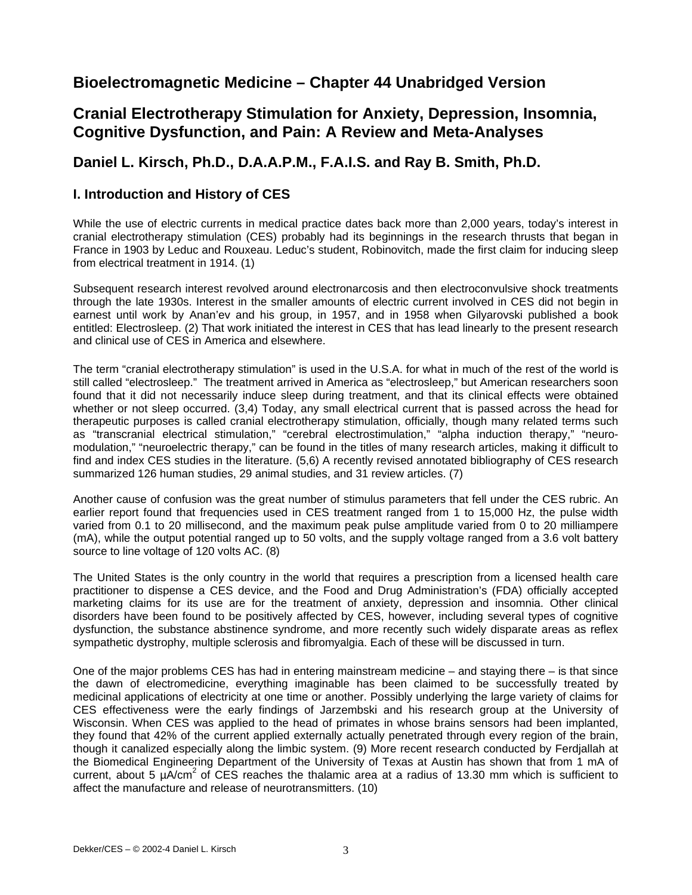# Bioelectromagnetic Medicine – Chapter 44 Unabridged Version

# Cranial Electrotherapy Stimulation for Anxiety, Depression, Insomnia, Cognitive Dysfunction, and Pain: A Review and Meta-Analyses

## Daniel L. Kirsch, Ph.D., D.A.A.P.M., F.A.I.S. and Ray B. Smith, Ph.D.

### I. Introduction and History of CES

While the use of electric currents in medical practice dates back more than 2,000 years, today's interest in cranial electrotherapy stimulation (CES) probably had its beginnings in the research thrusts that began in France in 1903 by Leduc and Rouxeau. Leduc's student, Robinovitch, made the first claim for inducing sleep from electrical treatment in 1914. (1)

Subsequent research interest revolved around electronarcosis and then electroconvulsive shock treatments through the late 1930s. Interest in the smaller amounts of electric current involved in CES did not begin in earnest until work by Anan'ev and his group, in 1957, and in 1958 when Gilyarovski published a book entitled: Electrosleep. (2) That work initiated the interest in CES that has lead linearly to the present research and clinical use of CES in America and elsewhere.

The term "cranial electrotherapy stimulation" is used in the U.S.A. for what in much of the rest of the world is still called "electrosleep." The treatment arrived in America as "electrosleep," but American researchers soon found that it did not necessarily induce sleep during treatment, and that its clinical effects were obtained whether or not sleep occurred. (3,4) Today, any small electrical current that is passed across the head for therapeutic purposes is called cranial electrotherapy stimulation, officially, though many related terms such as "transcranial electrical stimulation," "cerebral electrostimulation," "alpha induction therapy," "neuro-modulation," "neuroelectric therapy," can be found in the titles of many research articles, making it difficult to find and index CES studies in the literature. (5,6) A recently revised annotated bibliography of CES research summarized 126 human studies, 29 animal studies, and 31 review articles. (7)

Another cause of confusion was the great number of stimulus parameters that fell under the CES rubric. An earlier report found that frequencies used in CES treatment ranged from 1 to 15,000 Hz, the pulse width varied from 0.1 to 20 millisecond, and the maximum peak pulse amplitude varied from 0 to 20 milliampere (mA), while the output potential ranged up to 50 volts, and the supply voltage ranged from a 3.6 volt battery source to line voltage of 120 volts AC. (8)

The United States is the only country in the world that requires a prescription from a licensed health care practitioner to dispense a CES device, and the Food and Drug Administration's (FDA) officially accepted marketing claims for its use are for the treatment of anxiety, depression and insomnia. Other clinical disorders have been found to be positively affected by CES, however, including several types of cognitive dysfunction, the substance abstinence syndrome, and more recently such widely disparate areas as reflex sympathetic dystrophy, multiple sclerosis and fibromyalgia. Each of these will be discussed in turn.

One of the major problems CES has had in entering mainstream medicine – and staying there – is that since the dawn of electromedicine, everything imaginable has been claimed to be successfully treated by medicinal applications of electricity at one time or another. Possibly underlying the large variety of claims for CES effectiveness were the early findings of Jarzembski and his research group at the University of Wisconsin. When CES was applied to the head of primates in whose brains sensors had been implanted, they found that 42% of the current applied externally actually penetrated through every region of the brain, though it canalized especially along the limbic system. (9) More recent research conducted by Ferdjallah at the Biomedical Engineering Department of the University of Texas at Austin has shown that from 1 mA of current, about 5 $\mu A/cm^2$ of CES reaches the thalamic area at a radius of 13.30 mm which is sufficient to affect the manufacture and release of neurotransmitters. (10)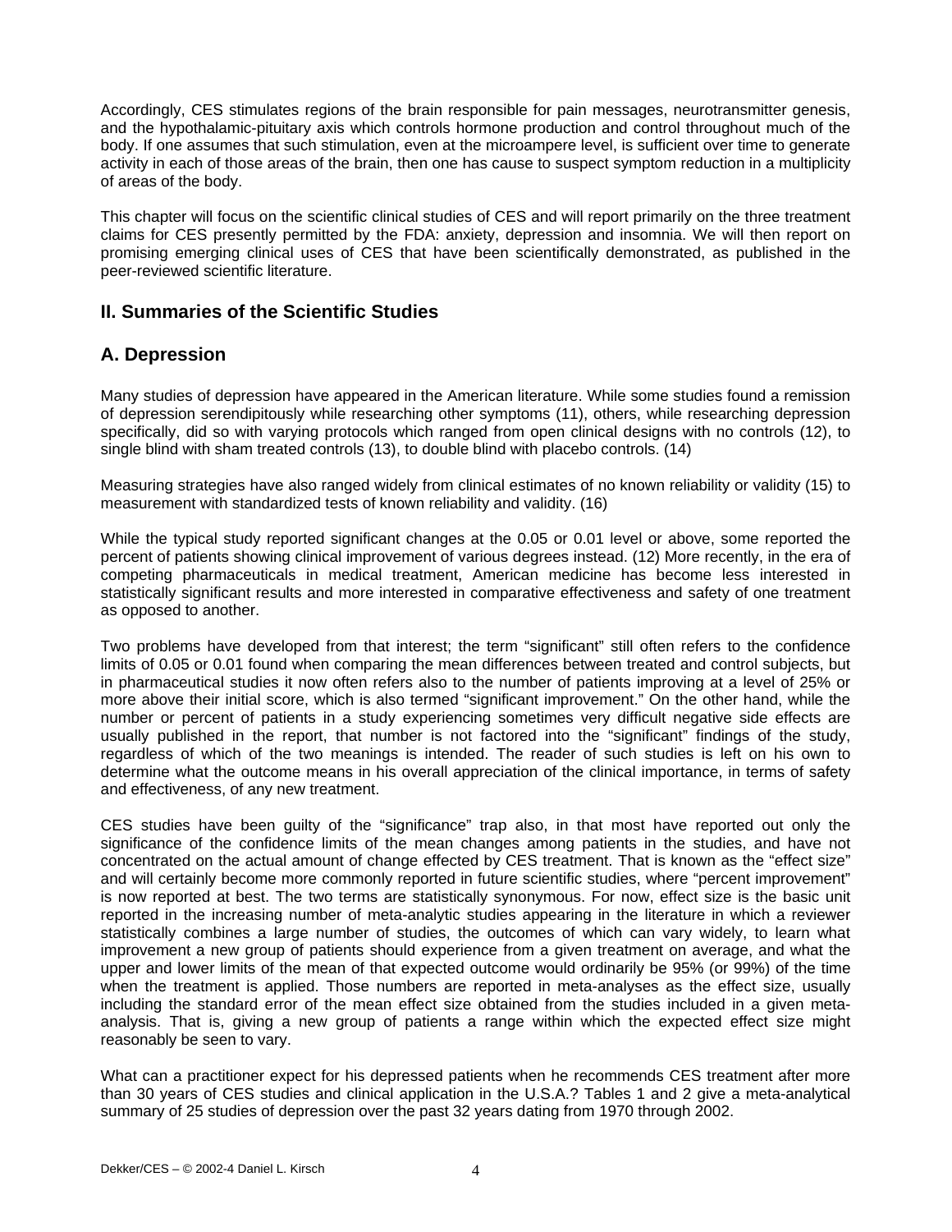Accordingly, CES stimulates regions of the brain responsible for pain messages, neurotransmitter genesis, and the hypothalamic-pituitary axis which controls hormone production and control throughout much of the body. If one assumes that such stimulation, even at the microampere level, is sufficient over time to generate activity in each of those areas of the brain, then one has cause to suspect symptom reduction in a multiplicity of areas of the body.

This chapter will focus on the scientific clinical studies of CES and will report primarily on the three treatment claims for CES presently permitted by the FDA: anxiety, depression and insomnia. We will then report on promising emerging clinical uses of CES that have been scientifically demonstrated, as published in the peer-reviewed scientific literature.

## II. Summaries of the Scientific Studies

## A. Depression

Many studies of depression have appeared in the American literature. While some studies found a remission of depression serendipitously while researching other symptoms (11), others, while researching depression specifically, did so with varying protocols which ranged from open clinical designs with no controls (12), to single blind with sham treated controls (13), to double blind with placebo controls. (14)

Measuring strategies have also ranged widely from clinical estimates of no known reliability or validity (15) to measurement with standardized tests of known reliability and validity. (16)

While the typical study reported significant changes at the 0.05 or 0.01 level or above, some reported the percent of patients showing clinical improvement of various degrees instead. (12) More recently, in the era of competing pharmaceuticals in medical treatment, American medicine has become less interested in statistically significant results and more interested in comparative effectiveness and safety of one treatment as opposed to another.

Two problems have developed from that interest; the term "significant" still often refers to the confidence limits of 0.05 or 0.01 found when comparing the mean differences between treated and control subjects, but in pharmaceutical studies it now often refers also to the number of patients improving at a level of 25% or more above their initial score, which is also termed "significant improvement." On the other hand, while the number or percent of patients in a study experiencing sometimes very difficult negative side effects are usually published in the report, that number is not factored into the "significant" findings of the study, regardless of which of the two meanings is intended. The reader of such studies is left on his own to determine what the outcome means in his overall appreciation of the clinical importance, in terms of safety and effectiveness, of any new treatment.

CES studies have been guilty of the "significance" trap also, in that most have reported out only the significance of the confidence limits of the mean changes among patients in the studies, and have not concentrated on the actual amount of change effected by CES treatment. That is known as the "effect size" and will certainly become more commonly reported in future scientific studies, where "percent improvement" is now reported at best. The two terms are statistically synonymous. For now, effect size is the basic unit reported in the increasing number of meta-analytic studies appearing in the literature in which a reviewer statistically combines a large number of studies, the outcomes of which can vary widely, to learn what improvement a new group of patients should experience from a given treatment on average, and what the upper and lower limits of the mean of that expected outcome would ordinarily be 95% (or 99%) of the time when the treatment is applied. Those numbers are reported in meta-analyses as the effect size, usually including the standard error of the mean effect size obtained from the studies included in a given meta-analysis. That is, giving a new group of patients a range within which the expected effect size might reasonably be seen to vary.

What can a practitioner expect for his depressed patients when he recommends CES treatment after more than 30 years of CES studies and clinical application in the U.S.A.? Tables 1 and 2 give a meta-analytical summary of 25 studies of depression over the past 32 years dating from 1970 through 2002.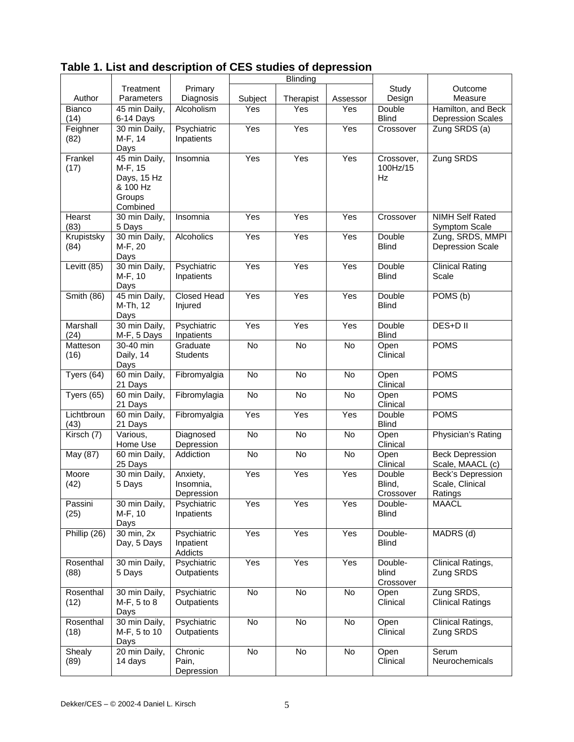## Table 1. List and description of CES studies of depression

| Author | Treatment Parameters | Primary Diagnosis | Blinding | | | Study Design | Outcome Measure |
|---|---|---|---|---|---|---|---|
| | | | Subject | Therapist | Assessor | | |
| Bianco (14) | 45 min Daily, 6-14 Days | Alcoholism | Yes | Yes | Yes | Double Blind | Hamilton, and Beck Depression Scales |
| Feighner (82) | 30 min Daily, M-F, 14 Days | Psychiatric Inpatients | Yes | Yes | Yes | Crossover | Zung SRDS (a) |
| Frankel (17) | 45 min Daily, M-F, 15 Days, 15 Hz & 100 Hz Groups Combined | Insomnia | Yes | Yes | Yes | Crossover, 100Hz/15 Hz | Zung SRDS |
| Hearst (83) | 30 min Daily, 5 Days | Insomnia | Yes | Yes | Yes | Crossover | NIMH Self Rated Symptom Scale |
| Krupistsky (84) | 30 min Daily, M-F, 20 Days | Alcoholics | Yes | Yes | Yes | Double Blind | Zung, SRDS, MMPI Depression Scale |
| Levitt (85) | 30 min Daily, M-F, 10 Days | Psychiatric Inpatients | Yes | Yes | Yes | Double Blind | Clinical Rating Scale |
| Smith (86) | 45 min Daily, M-Th, 12 Days | Closed Head Injured | Yes | Yes | Yes | Double Blind | POMS (b) |
| Marshall (24) | 30 min Daily, M-F, 5 Days | Psychiatric Inpatients | Yes | Yes | Yes | Double Blind | DES+D II |
| Matteson (16) | 30-40 min Daily, 14 Days | Graduate Students | No | No | No | Open Clinical | POMS |
| Tyers (64) | 60 min Daily, 21 Days | Fibromyalgia | No | No | No | Open Clinical | POMS |
| Tyers (65) | 60 min Daily, 21 Days | Fibromylagia | No | No | No | Open Clinical | POMS |
| Lichtbroun (43) | 60 min Daily, 21 Days | Fibromyalgia | Yes | Yes | Yes | Double Blind | POMS |
| Kirsch (7) | Various, Home Use | Diagnosed Depression | No | No | No | Open Clinical | Physician's Rating |
| May (87) | 60 min Daily, 25 Days | Addiction | No | No | No | Open Clinical | Beck Depression Scale, MAACL (c) |
| Moore (42) | 30 min Daily, 5 Days | Anxiety, Insomnia, Depression | Yes | Yes | Yes | Double Blind, Crossover | Beck's Depression Scale, Clinical Ratings |
| Passini (25) | 30 min Daily, M-F, 10 Days | Psychiatric Inpatients | Yes | Yes | Yes | Double-Blind | MAACL |
| Phillip (26) | 30 min, 2x Day, 5 Days | Psychiatric Inpatient Addicts | Yes | Yes | Yes | Double-Blind | MADRS (d) |
| Rosenthal (88) | 30 min Daily, 5 Days | Psychiatric Outpatients | Yes | Yes | Yes | Double-blind Crossover | Clinical Ratings, Zung SRDS |
| Rosenthal (12) | 30 min Daily, M-F, 5 to 8 Days | Psychiatric Outpatients | No | No | No | Open Clinical | Zung SRDS, Clinical Ratings |
| Rosenthal (18) | 30 min Daily, M-F, 5 to 10 Days | Psychiatric Outpatients | No | No | No | Open Clinical | Clinical Ratings, Zung SRDS |
| Shealy (89) | 20 min Daily, 14 days | Chronic Pain, Depression | No | No | No | Open Clinical | Serum Neurochemicals |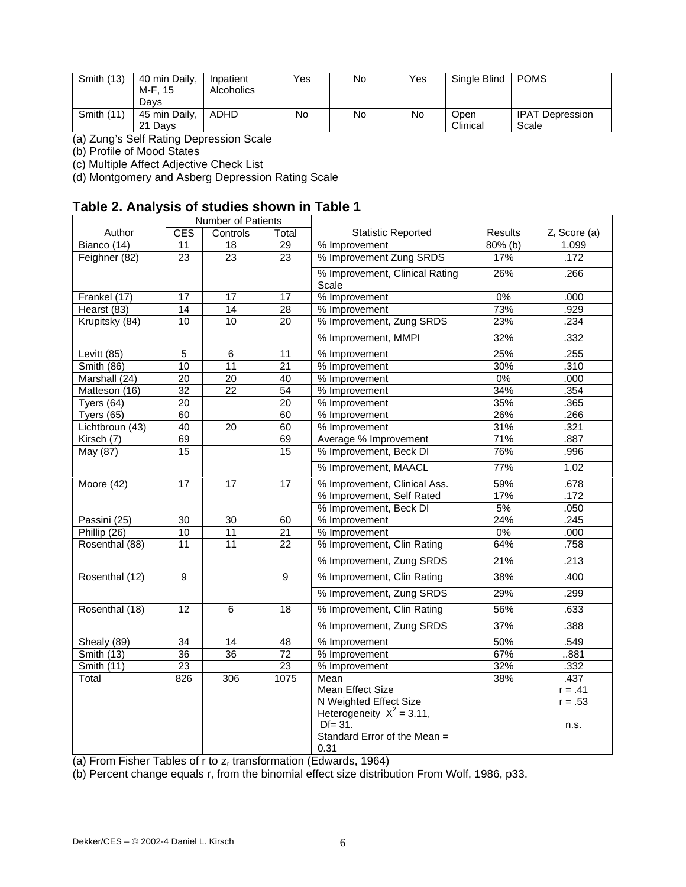| Smith (13) | 40 min Daily, M-F, 15 Days | Inpatient Alcoholics | Yes | No | Yes | Single Blind | POMS |
|---|---|---|---|---|---|---|---|
| Smith (11) | 45 min Daily, 21 Days | ADHD | No | No | No | Open Clinical | IPAT Depression Scale |

(a) Zung's Self Rating Depression Scale
(b) Profile of Mood States
(c) Multiple Affect Adjective Check List
(d) Montgomery and Asberg Depression Rating Scale

## Table 2. Analysis of studies shown in Table 1

| | Number of Patients | | | | | |
|---|---|---|---|---|---|---|
| Author | CES | Controls | Total | Statistic Reported | Results | $Z_r$ Score (a) |
| Bianco (14) | 11 | 18 | 29 | % Improvement | 80% (b) | 1.099 |
| Feighner (82) | 23 | 23 | 23 | % Improvement Zung SRDS | 17% | .172 |
| | | | | % Improvement, Clinical Rating Scale | 26% | .266 |
| Frankel (17) | 17 | 17 | 17 | % Improvement | 0% | .000 |
| Hearst (83) | 14 | 14 | 28 | % Improvement | 73% | .929 |
| Krupitsky (84) | 10 | 10 | 20 | % Improvement, Zung SRDS | 23% | .234 |
| | | | | % Improvement, MMPI | 32% | .332 |
| Levitt (85) | 5 | 6 | 11 | % Improvement | 25% | .255 |
| Smith (86) | 10 | 11 | 21 | % Improvement | 30% | .310 |
| Marshall (24) | 20 | 20 | 40 | % Improvement | 0% | .000 |
| Matteson (16) | 32 | 22 | 54 | % Improvement | 34% | .354 |
| Tyers (64) | 20 | | 20 | % Improvement | 35% | .365 |
| Tyers (65) | 60 | | 60 | % Improvement | 26% | .266 |
| Lichtbroun (43) | 40 | 20 | 60 | % Improvement | 31% | .321 |
| Kirsch (7) | 69 | | 69 | Average % Improvement | 71% | .887 |
| May (87) | 15 | | 15 | % Improvement, Beck DI | 76% | .996 |
| | | | | % Improvement, MAACL | 77% | 1.02 |
| Moore (42) | 17 | 17 | 17 | % Improvement, Clinical Ass. | 59% | .678 |
| | | | | % Improvement, Self Rated | 17% | .172 |
| | | | | % Improvement, Beck DI | 5% | .050 |
| Passini (25) | 30 | 30 | 60 | % Improvement | 24% | .245 |
| Phillip (26) | 10 | 11 | 21 | % Improvement | 0% | .000 |
| Rosenthal (88) | 11 | 11 | 22 | % Improvement, Clin Rating | 64% | .758 |
| | | | | % Improvement, Zung SRDS | 21% | .213 |
| Rosenthal (12) | 9 | | 9 | % Improvement, Clin Rating | 38% | .400 |
| | | | | % Improvement, Zung SRDS | 29% | .299 |
| Rosenthal (18) | 12 | 6 | 18 | % Improvement, Clin Rating | 56% | .633 |
| | | | | % Improvement, Zung SRDS | 37% | .388 |
| Shealy (89) | 34 | 14 | 48 | % Improvement | 50% | .549 |
| Smith (13) | 36 | 36 | 72 | % Improvement | 67% | ..881 |
| Smith (11) | 23 | | 23 | % Improvement | 32% | .332 |
| Total | 826 | 306 | 1075 | Mean<br>Mean Effect Size<br>N Weighted Effect Size<br>Heterogeneity $X^2 = 3.11$, Df= 31.<br>Standard Error of the Mean = 0.31 | 38% | .437<br>r = .41<br>r = .53<br><br>n.s. |

(a) From Fisher Tables of r to $z_r$ transformation (Edwards, 1964)
(b) Percent change equals r, from the binomial effect size distribution From Wolf, 1986, p33.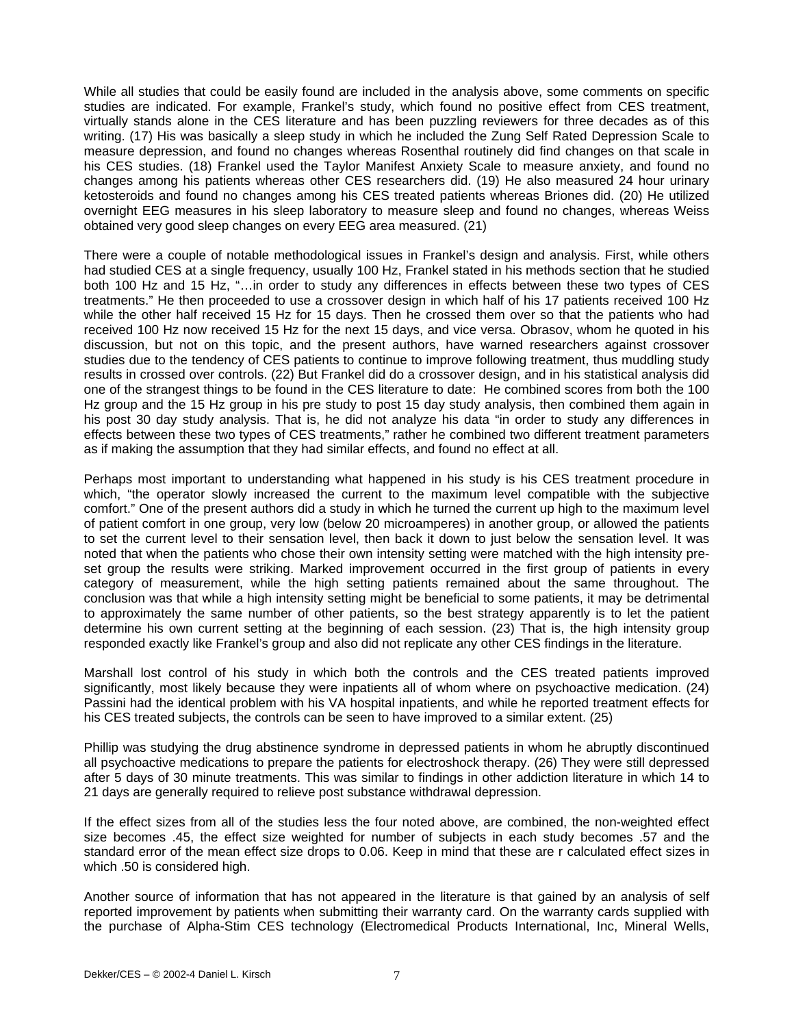While all studies that could be easily found are included in the analysis above, some comments on specific studies are indicated. For example, Frankel's study, which found no positive effect from CES treatment, virtually stands alone in the CES literature and has been puzzling reviewers for three decades as of this writing. (17) His was basically a sleep study in which he included the Zung Self Rated Depression Scale to measure depression, and found no changes whereas Rosenthal routinely did find changes on that scale in his CES studies. (18) Frankel used the Taylor Manifest Anxiety Scale to measure anxiety, and found no changes among his patients whereas other CES researchers did. (19) He also measured 24 hour urinary ketosteroids and found no changes among his CES treated patients whereas Briones did. (20) He utilized overnight EEG measures in his sleep laboratory to measure sleep and found no changes, whereas Weiss obtained very good sleep changes on every EEG area measured. (21)

There were a couple of notable methodological issues in Frankel's design and analysis. First, while others had studied CES at a single frequency, usually 100 Hz, Frankel stated in his methods section that he studied both 100 Hz and 15 Hz, "…in order to study any differences in effects between these two types of CES treatments." He then proceeded to use a crossover design in which half of his 17 patients received 100 Hz while the other half received 15 Hz for 15 days. Then he crossed them over so that the patients who had received 100 Hz now received 15 Hz for the next 15 days, and vice versa. Obrasov, whom he quoted in his discussion, but not on this topic, and the present authors, have warned researchers against crossover studies due to the tendency of CES patients to continue to improve following treatment, thus muddling study results in crossed over controls. (22) But Frankel did do a crossover design, and in his statistical analysis did one of the strangest things to be found in the CES literature to date: He combined scores from both the 100 Hz group and the 15 Hz group in his pre study to post 15 day study analysis, then combined them again in his post 30 day study analysis. That is, he did not analyze his data "in order to study any differences in effects between these two types of CES treatments," rather he combined two different treatment parameters as if making the assumption that they had similar effects, and found no effect at all.

Perhaps most important to understanding what happened in his study is his CES treatment procedure in which, "the operator slowly increased the current to the maximum level compatible with the subjective comfort." One of the present authors did a study in which he turned the current up high to the maximum level of patient comfort in one group, very low (below 20 microamperes) in another group, or allowed the patients to set the current level to their sensation level, then back it down to just below the sensation level. It was noted that when the patients who chose their own intensity setting were matched with the high intensity pre-set group the results were striking. Marked improvement occurred in the first group of patients in every category of measurement, while the high setting patients remained about the same throughout. The conclusion was that while a high intensity setting might be beneficial to some patients, it may be detrimental to approximately the same number of other patients, so the best strategy apparently is to let the patient determine his own current setting at the beginning of each session. (23) That is, the high intensity group responded exactly like Frankel's group and also did not replicate any other CES findings in the literature.

Marshall lost control of his study in which both the controls and the CES treated patients improved significantly, most likely because they were inpatients all of whom where on psychoactive medication. (24) Passini had the identical problem with his VA hospital inpatients, and while he reported treatment effects for his CES treated subjects, the controls can be seen to have improved to a similar extent. (25)

Phillip was studying the drug abstinence syndrome in depressed patients in whom he abruptly discontinued all psychoactive medications to prepare the patients for electroshock therapy. (26) They were still depressed after 5 days of 30 minute treatments. This was similar to findings in other addiction literature in which 14 to 21 days are generally required to relieve post substance withdrawal depression.

If the effect sizes from all of the studies less the four noted above, are combined, the non-weighted effect size becomes .45, the effect size weighted for number of subjects in each study becomes .57 and the standard error of the mean effect size drops to 0.06. Keep in mind that these are r calculated effect sizes in which .50 is considered high.

Another source of information that has not appeared in the literature is that gained by an analysis of self reported improvement by patients when submitting their warranty card. On the warranty cards supplied with the purchase of Alpha-Stim CES technology (Electromedical Products International, Inc, Mineral Wells,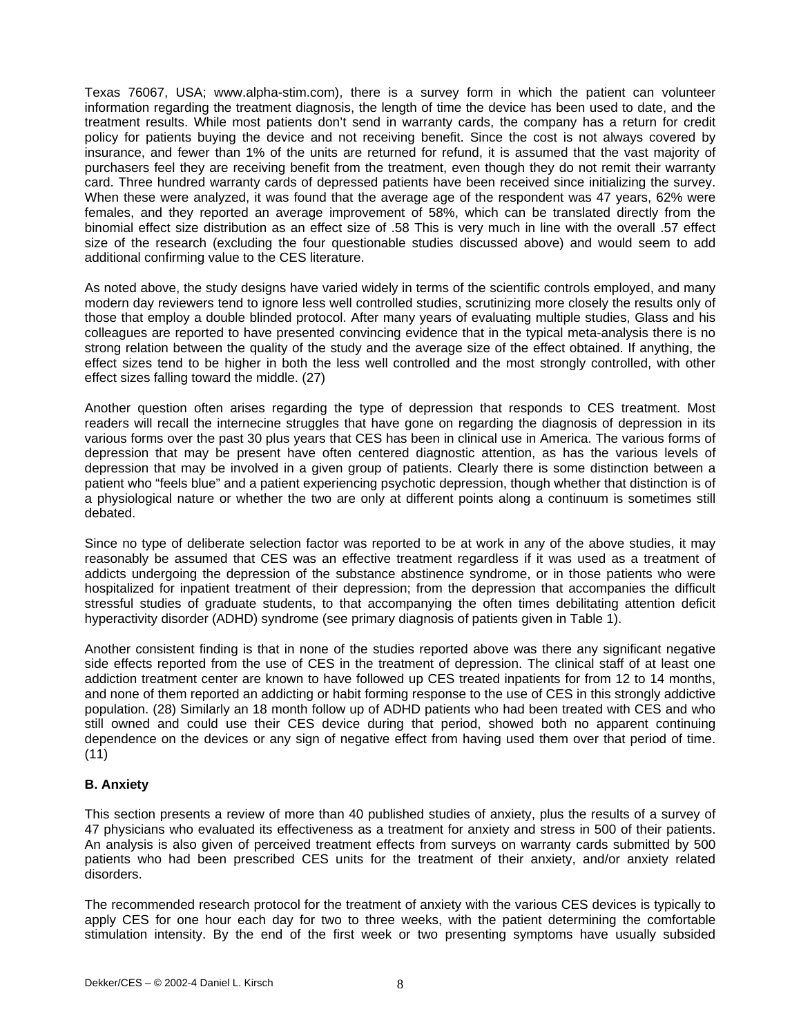Texas 76067, USA; www.alpha-stim.com), there is a survey form in which the patient can volunteer information regarding the treatment diagnosis, the length of time the device has been used to date, and the treatment results. While most patients don't send in warranty cards, the company has a return for credit policy for patients buying the device and not receiving benefit. Since the cost is not always covered by insurance, and fewer than 1% of the units are returned for refund, it is assumed that the vast majority of purchasers feel they are receiving benefit from the treatment, even though they do not remit their warranty card. Three hundred warranty cards of depressed patients have been received since initializing the survey. When these were analyzed, it was found that the average age of the respondent was 47 years, 62% were females, and they reported an average improvement of 58%, which can be translated directly from the binomial effect size distribution as an effect size of .58 This is very much in line with the overall .57 effect size of the research (excluding the four questionable studies discussed above) and would seem to add additional confirming value to the CES literature.

As noted above, the study designs have varied widely in terms of the scientific controls employed, and many modern day reviewers tend to ignore less well controlled studies, scrutinizing more closely the results only of those that employ a double blinded protocol. After many years of evaluating multiple studies, Glass and his colleagues are reported to have presented convincing evidence that in the typical meta-analysis there is no strong relation between the quality of the study and the average size of the effect obtained. If anything, the effect sizes tend to be higher in both the less well controlled and the most strongly controlled, with other effect sizes falling toward the middle. (27)

Another question often arises regarding the type of depression that responds to CES treatment. Most readers will recall the internecine struggles that have gone on regarding the diagnosis of depression in its various forms over the past 30 plus years that CES has been in clinical use in America. The various forms of depression that may be present have often centered diagnostic attention, as has the various levels of depression that may be involved in a given group of patients. Clearly there is some distinction between a patient who "feels blue" and a patient experiencing psychotic depression, though whether that distinction is of a physiological nature or whether the two are only at different points along a continuum is sometimes still debated.

Since no type of deliberate selection factor was reported to be at work in any of the above studies, it may reasonably be assumed that CES was an effective treatment regardless if it was used as a treatment of addicts undergoing the depression of the substance abstinence syndrome, or in those patients who were hospitalized for inpatient treatment of their depression; from the depression that accompanies the difficult stressful studies of graduate students, to that accompanying the often times debilitating attention deficit hyperactivity disorder (ADHD) syndrome (see primary diagnosis of patients given in Table 1).

Another consistent finding is that in none of the studies reported above was there any significant negative side effects reported from the use of CES in the treatment of depression. The clinical staff of at least one addiction treatment center are known to have followed up CES treated inpatients for from 12 to 14 months, and none of them reported an addicting or habit forming response to the use of CES in this strongly addictive population. (28) Similarly an 18 month follow up of ADHD patients who had been treated with CES and who still owned and could use their CES device during that period, showed both no apparent continuing dependence on the devices or any sign of negative effect from having used them over that period of time. (11)

### B. Anxiety

This section presents a review of more than 40 published studies of anxiety, plus the results of a survey of 47 physicians who evaluated its effectiveness as a treatment for anxiety and stress in 500 of their patients. An analysis is also given of perceived treatment effects from surveys on warranty cards submitted by 500 patients who had been prescribed CES units for the treatment of their anxiety, and/or anxiety related disorders.

The recommended research protocol for the treatment of anxiety with the various CES devices is typically to apply CES for one hour each day for two to three weeks, with the patient determining the comfortable stimulation intensity. By the end of the first week or two presenting symptoms have usually subsided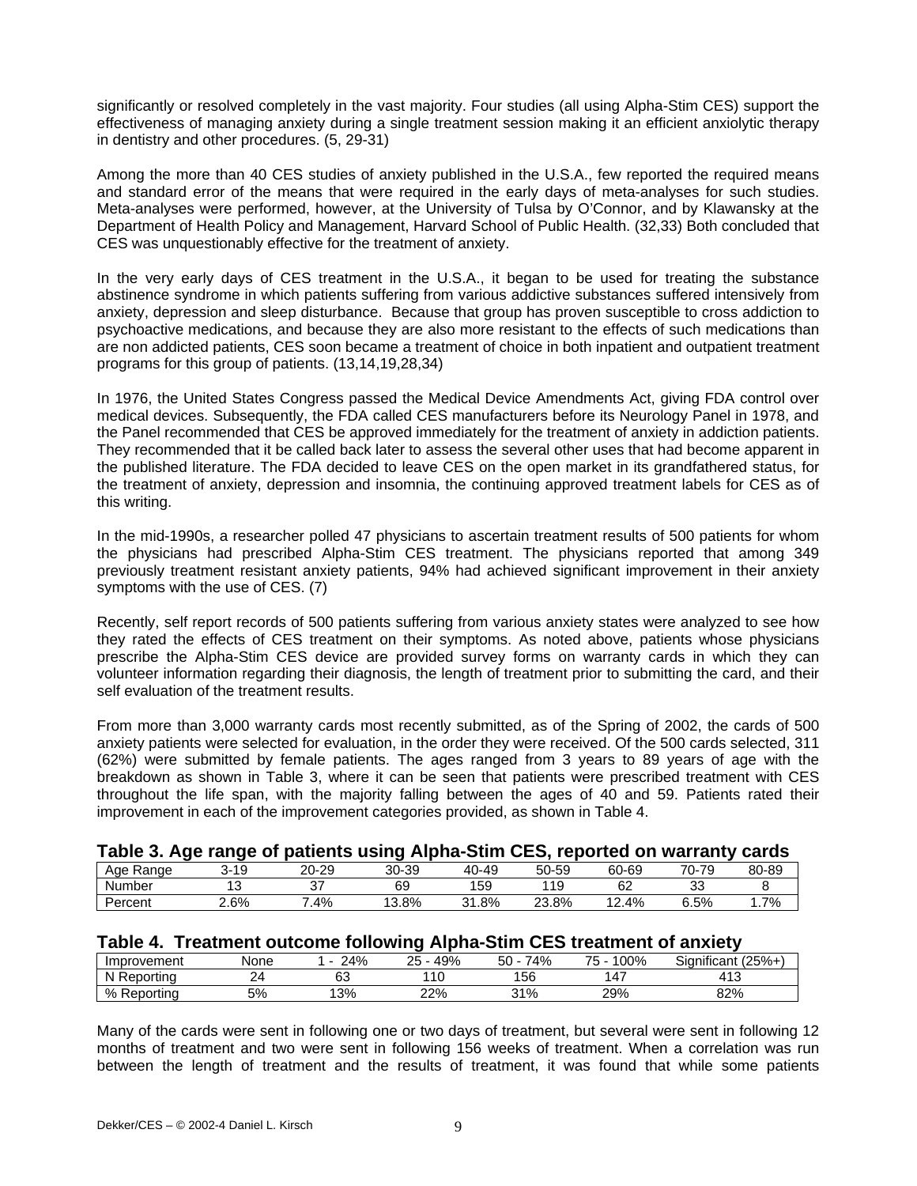significantly or resolved completely in the vast majority. Four studies (all using Alpha-Stim CES) support the effectiveness of managing anxiety during a single treatment session making it an efficient anxiolytic therapy in dentistry and other procedures. (5, 29-31)

Among the more than 40 CES studies of anxiety published in the U.S.A., few reported the required means and standard error of the means that were required in the early days of meta-analyses for such studies. Meta-analyses were performed, however, at the University of Tulsa by O'Connor, and by Klawansky at the Department of Health Policy and Management, Harvard School of Public Health. (32,33) Both concluded that CES was unquestionably effective for the treatment of anxiety.

In the very early days of CES treatment in the U.S.A., it began to be used for treating the substance abstinence syndrome in which patients suffering from various addictive substances suffered intensively from anxiety, depression and sleep disturbance. Because that group has proven susceptible to cross addiction to psychoactive medications, and because they are also more resistant to the effects of such medications than are non addicted patients, CES soon became a treatment of choice in both inpatient and outpatient treatment programs for this group of patients. (13,14,19,28,34)

In 1976, the United States Congress passed the Medical Device Amendments Act, giving FDA control over medical devices. Subsequently, the FDA called CES manufacturers before its Neurology Panel in 1978, and the Panel recommended that CES be approved immediately for the treatment of anxiety in addiction patients. They recommended that it be called back later to assess the several other uses that had become apparent in the published literature. The FDA decided to leave CES on the open market in its grandfathered status, for the treatment of anxiety, depression and insomnia, the continuing approved treatment labels for CES as of this writing.

In the mid-1990s, a researcher polled 47 physicians to ascertain treatment results of 500 patients for whom the physicians had prescribed Alpha-Stim CES treatment. The physicians reported that among 349 previously treatment resistant anxiety patients, 94% had achieved significant improvement in their anxiety symptoms with the use of CES. (7)

Recently, self report records of 500 patients suffering from various anxiety states were analyzed to see how they rated the effects of CES treatment on their symptoms. As noted above, patients whose physicians prescribe the Alpha-Stim CES device are provided survey forms on warranty cards in which they can volunteer information regarding their diagnosis, the length of treatment prior to submitting the card, and their self evaluation of the treatment results.

From more than 3,000 warranty cards most recently submitted, as of the Spring of 2002, the cards of 500 anxiety patients were selected for evaluation, in the order they were received. Of the 500 cards selected, 311 (62%) were submitted by female patients. The ages ranged from 3 years to 89 years of age with the breakdown as shown in Table 3, where it can be seen that patients were prescribed treatment with CES throughout the life span, with the majority falling between the ages of 40 and 59. Patients rated their improvement in each of the improvement categories provided, as shown in Table 4.

### Table 3. Age range of patients using Alpha-Stim CES, reported on warranty cards

| Age Range | 3-19 | 20-29 | 30-39 | 40-49 | 50-59 | 60-69 | 70-79 | 80-89 |
|---|---|---|---|---|---|---|---|---|
| Number | 13 | 37 | 69 | 159 | 119 | 62 | 33 | 8 |
| Percent | 2.6% | 7.4% | 13.8% | 31.8% | 23.8% | 12.4% | 6.5% | 1.7% |

### Table 4. Treatment outcome following Alpha-Stim CES treatment of anxiety

| Improvement | None | 1 - 24% | 25 - 49% | 50 - 74% | 75 - 100% | Significant (25%+) |
|---|---|---|---|---|---|---|
| N Reporting | 24 | 63 | 110 | 156 | 147 | 413 |
| % Reporting | 5% | 13% | 22% | 31% | 29% | 82% |

Many of the cards were sent in following one or two days of treatment, but several were sent in following 12 months of treatment and two were sent in following 156 weeks of treatment. When a correlation was run between the length of treatment and the results of treatment, it was found that while some patients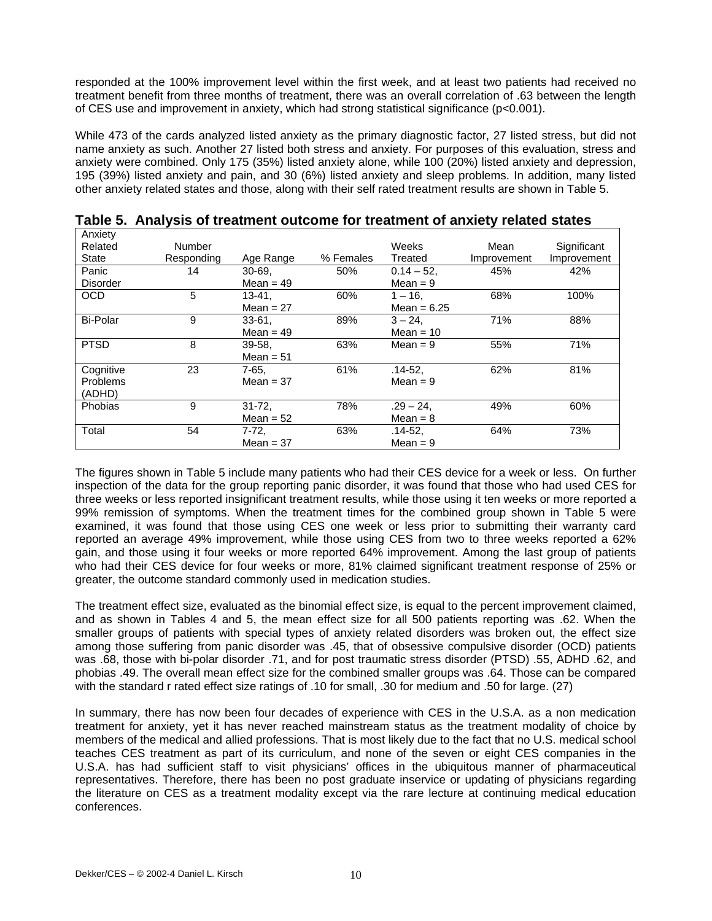responded at the 100% improvement level within the first week, and at least two patients had received no treatment benefit from three months of treatment, there was an overall correlation of .63 between the length of CES use and improvement in anxiety, which had strong statistical significance ($p<0.001$).

While 473 of the cards analyzed listed anxiety as the primary diagnostic factor, 27 listed stress, but did not name anxiety as such. Another 27 listed both stress and anxiety. For purposes of this evaluation, stress and anxiety were combined. Only 175 (35%) listed anxiety alone, while 100 (20%) listed anxiety and depression, 195 (39%) listed anxiety and pain, and 30 (6%) listed anxiety and sleep problems. In addition, many listed other anxiety related states and those, along with their self rated treatment results are shown in Table 5.

**Table 5. Analysis of treatment outcome for treatment of anxiety related states**

| Anxiety Related State | Number Responding | Age Range | % Females | Weeks Treated | Mean Improvement | Significant Improvement |
|---|---|---|---|---|---|---|
| Panic Disorder | 14 | 30-69, Mean = 49 | 50% | 0.14 – 52, Mean = 9 | 45% | 42% |
| OCD | 5 | 13-41, Mean = 27 | 60% | 1 – 16, Mean = 6.25 | 68% | 100% |
| Bi-Polar | 9 | 33-61, Mean = 49 | 89% | 3 – 24, Mean = 10 | 71% | 88% |
| PTSD | 8 | 39-58, Mean = 51 | 63% | Mean = 9 | 55% | 71% |
| Cognitive Problems (ADHD) | 23 | 7-65, Mean = 37 | 61% | .14-52, Mean = 9 | 62% | 81% |
| Phobias | 9 | 31-72, Mean = 52 | 78% | .29 – 24, Mean = 8 | 49% | 60% |
| Total | 54 | 7-72, Mean = 37 | 63% | .14-52, Mean = 9 | 64% | 73% |

The figures shown in Table 5 include many patients who had their CES device for a week or less. On further inspection of the data for the group reporting panic disorder, it was found that those who had used CES for three weeks or less reported insignificant treatment results, while those using it ten weeks or more reported a 99% remission of symptoms. When the treatment times for the combined group shown in Table 5 were examined, it was found that those using CES one week or less prior to submitting their warranty card reported an average 49% improvement, while those using CES from two to three weeks reported a 62% gain, and those using it four weeks or more reported 64% improvement. Among the last group of patients who had their CES device for four weeks or more, 81% claimed significant treatment response of 25% or greater, the outcome standard commonly used in medication studies.

The treatment effect size, evaluated as the binomial effect size, is equal to the percent improvement claimed, and as shown in Tables 4 and 5, the mean effect size for all 500 patients reporting was .62. When the smaller groups of patients with special types of anxiety related disorders was broken out, the effect size among those suffering from panic disorder was .45, that of obsessive compulsive disorder (OCD) patients was .68, those with bi-polar disorder .71, and for post traumatic stress disorder (PTSD) .55, ADHD .62, and phobias .49. The overall mean effect size for the combined smaller groups was .64. Those can be compared with the standard r rated effect size ratings of .10 for small, .30 for medium and .50 for large. (27)

In summary, there has now been four decades of experience with CES in the U.S.A. as a non medication treatment for anxiety, yet it has never reached mainstream status as the treatment modality of choice by members of the medical and allied professions. That is most likely due to the fact that no U.S. medical school teaches CES treatment as part of its curriculum, and none of the seven or eight CES companies in the U.S.A. has had sufficient staff to visit physicians' offices in the ubiquitous manner of pharmaceutical representatives. Therefore, there has been no post graduate inservice or updating of physicians regarding the literature on CES as a treatment modality except via the rare lecture at continuing medical education conferences.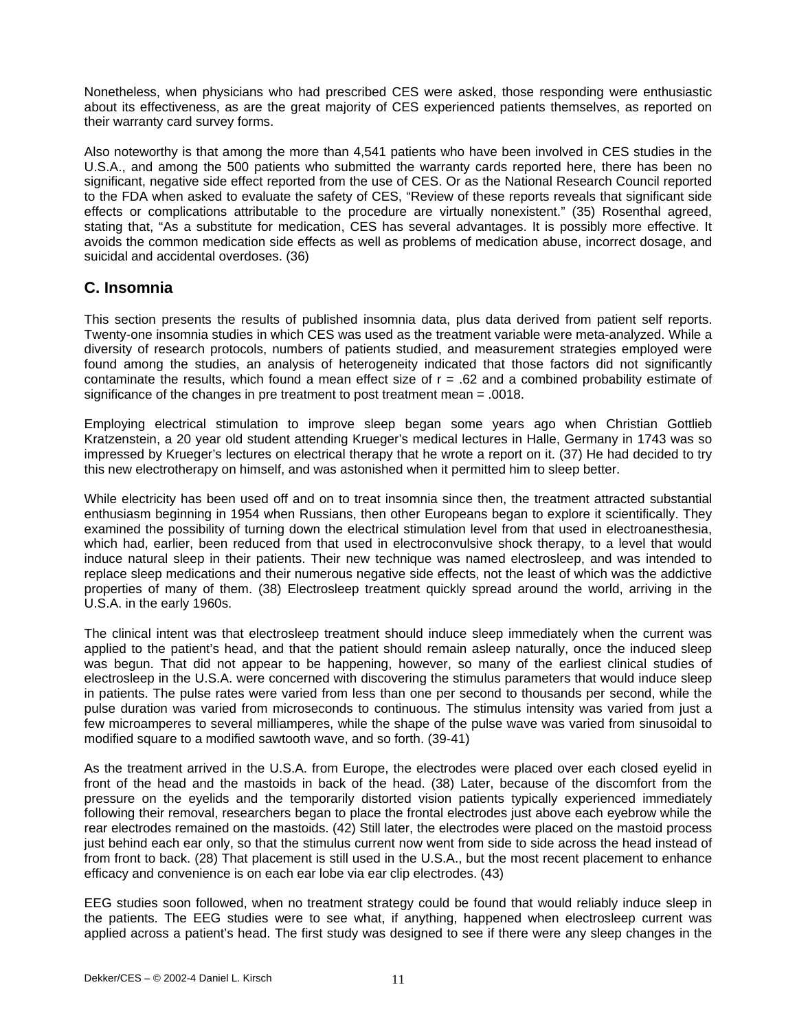Nonetheless, when physicians who had prescribed CES were asked, those responding were enthusiastic about its effectiveness, as are the great majority of CES experienced patients themselves, as reported on their warranty card survey forms.

Also noteworthy is that among the more than 4,541 patients who have been involved in CES studies in the U.S.A., and among the 500 patients who submitted the warranty cards reported here, there has been no significant, negative side effect reported from the use of CES. Or as the National Research Council reported to the FDA when asked to evaluate the safety of CES, "Review of these reports reveals that significant side effects or complications attributable to the procedure are virtually nonexistent." (35) Rosenthal agreed, stating that, "As a substitute for medication, CES has several advantages. It is possibly more effective. It avoids the common medication side effects as well as problems of medication abuse, incorrect dosage, and suicidal and accidental overdoses. (36)

## C. Insomnia

This section presents the results of published insomnia data, plus data derived from patient self reports. Twenty-one insomnia studies in which CES was used as the treatment variable were meta-analyzed. While a diversity of research protocols, numbers of patients studied, and measurement strategies employed were found among the studies, an analysis of heterogeneity indicated that those factors did not significantly contaminate the results, which found a mean effect size of $r = .62$ and a combined probability estimate of significance of the changes in pre treatment to post treatment mean = .0018.

Employing electrical stimulation to improve sleep began some years ago when Christian Gottlieb Kratzenstein, a 20 year old student attending Krueger's medical lectures in Halle, Germany in 1743 was so impressed by Krueger's lectures on electrical therapy that he wrote a report on it. (37) He had decided to try this new electrotherapy on himself, and was astonished when it permitted him to sleep better.

While electricity has been used off and on to treat insomnia since then, the treatment attracted substantial enthusiasm beginning in 1954 when Russians, then other Europeans began to explore it scientifically. They examined the possibility of turning down the electrical stimulation level from that used in electroanesthesia, which had, earlier, been reduced from that used in electroconvulsive shock therapy, to a level that would induce natural sleep in their patients. Their new technique was named electrosleep, and was intended to replace sleep medications and their numerous negative side effects, not the least of which was the addictive properties of many of them. (38) Electrosleep treatment quickly spread around the world, arriving in the U.S.A. in the early 1960s.

The clinical intent was that electrosleep treatment should induce sleep immediately when the current was applied to the patient's head, and that the patient should remain asleep naturally, once the induced sleep was begun. That did not appear to be happening, however, so many of the earliest clinical studies of electrosleep in the U.S.A. were concerned with discovering the stimulus parameters that would induce sleep in patients. The pulse rates were varied from less than one per second to thousands per second, while the pulse duration was varied from microseconds to continuous. The stimulus intensity was varied from just a few microamperes to several milliamperes, while the shape of the pulse wave was varied from sinusoidal to modified square to a modified sawtooth wave, and so forth. (39-41)

As the treatment arrived in the U.S.A. from Europe, the electrodes were placed over each closed eyelid in front of the head and the mastoids in back of the head. (38) Later, because of the discomfort from the pressure on the eyelids and the temporarily distorted vision patients typically experienced immediately following their removal, researchers began to place the frontal electrodes just above each eyebrow while the rear electrodes remained on the mastoids. (42) Still later, the electrodes were placed on the mastoid process just behind each ear only, so that the stimulus current now went from side to side across the head instead of from front to back. (28) That placement is still used in the U.S.A., but the most recent placement to enhance efficacy and convenience is on each ear lobe via ear clip electrodes. (43)

EEG studies soon followed, when no treatment strategy could be found that would reliably induce sleep in the patients. The EEG studies were to see what, if anything, happened when electrosleep current was applied across a patient's head. The first study was designed to see if there were any sleep changes in the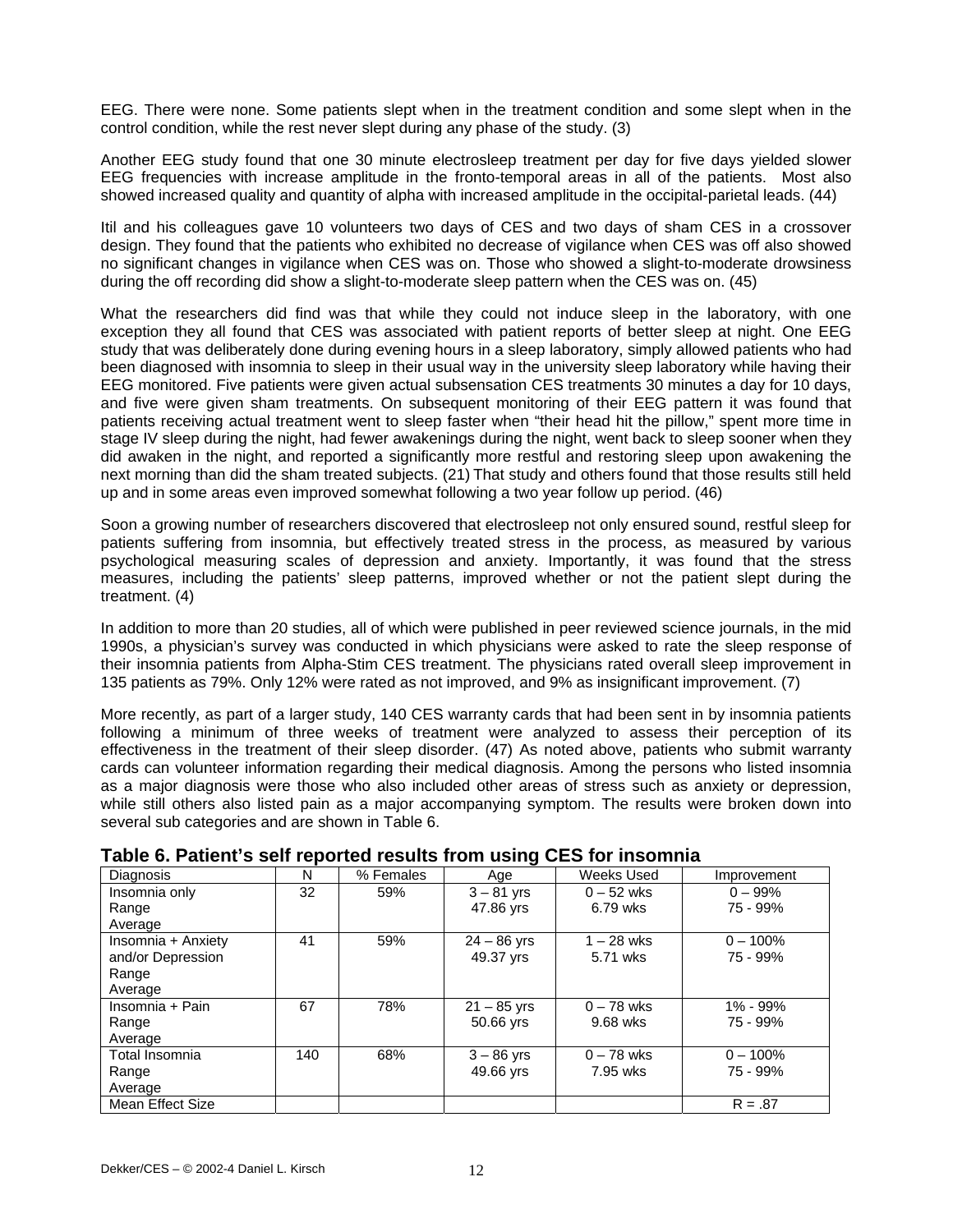EEG. There were none. Some patients slept when in the treatment condition and some slept when in the control condition, while the rest never slept during any phase of the study. (3)

Another EEG study found that one 30 minute electrosleep treatment per day for five days yielded slower EEG frequencies with increase amplitude in the fronto-temporal areas in all of the patients. Most also showed increased quality and quantity of alpha with increased amplitude in the occipital-parietal leads. (44)

Itil and his colleagues gave 10 volunteers two days of CES and two days of sham CES in a crossover design. They found that the patients who exhibited no decrease of vigilance when CES was off also showed no significant changes in vigilance when CES was on. Those who showed a slight-to-moderate drowsiness during the off recording did show a slight-to-moderate sleep pattern when the CES was on. (45)

What the researchers did find was that while they could not induce sleep in the laboratory, with one exception they all found that CES was associated with patient reports of better sleep at night. One EEG study that was deliberately done during evening hours in a sleep laboratory, simply allowed patients who had been diagnosed with insomnia to sleep in their usual way in the university sleep laboratory while having their EEG monitored. Five patients were given actual subsensation CES treatments 30 minutes a day for 10 days, and five were given sham treatments. On subsequent monitoring of their EEG pattern it was found that patients receiving actual treatment went to sleep faster when "their head hit the pillow," spent more time in stage IV sleep during the night, had fewer awakenings during the night, went back to sleep sooner when they did awaken in the night, and reported a significantly more restful and restoring sleep upon awakening the next morning than did the sham treated subjects. (21) That study and others found that those results still held up and in some areas even improved somewhat following a two year follow up period. (46)

Soon a growing number of researchers discovered that electrosleep not only ensured sound, restful sleep for patients suffering from insomnia, but effectively treated stress in the process, as measured by various psychological measuring scales of depression and anxiety. Importantly, it was found that the stress measures, including the patients' sleep patterns, improved whether or not the patient slept during the treatment. (4)

In addition to more than 20 studies, all of which were published in peer reviewed science journals, in the mid 1990s, a physician's survey was conducted in which physicians were asked to rate the sleep response of their insomnia patients from Alpha-Stim CES treatment. The physicians rated overall sleep improvement in 135 patients as 79%. Only 12% were rated as not improved, and 9% as insignificant improvement. (7)

More recently, as part of a larger study, 140 CES warranty cards that had been sent in by insomnia patients following a minimum of three weeks of treatment were analyzed to assess their perception of its effectiveness in the treatment of their sleep disorder. (47) As noted above, patients who submit warranty cards can volunteer information regarding their medical diagnosis. Among the persons who listed insomnia as a major diagnosis were those who also included other areas of stress such as anxiety or depression, while still others also listed pain as a major accompanying symptom. The results were broken down into several sub categories and are shown in Table 6.

**Table 6. Patient's self reported results from using CES for insomnia**

| Diagnosis | N | % Females | Age | Weeks Used | Improvement |
|---|---|---|---|---|---|
| Insomnia only<br>Range<br>Average | 32 | 59% | 3 – 81 yrs<br>47.86 yrs | 0 – 52 wks<br>6.79 wks | 0 – 99%<br>75 - 99% |
| Insomnia + Anxiety and/or Depression<br>Range<br>Average | 41 | 59% | 24 – 86 yrs<br>49.37 yrs | 1 – 28 wks<br>5.71 wks | 0 – 100%<br>75 - 99% |
| Insomnia + Pain<br>Range<br>Average | 67 | 78% | 21 – 85 yrs<br>50.66 yrs | 0 – 78 wks<br>9.68 wks | 1% - 99%<br>75 - 99% |
| Total Insomnia<br>Range<br>Average | 140 | 68% | 3 – 86 yrs<br>49.66 yrs | 0 – 78 wks<br>7.95 wks | 0 – 100%<br>75 - 99% |
| Mean Effect Size | | | | | R = .87 |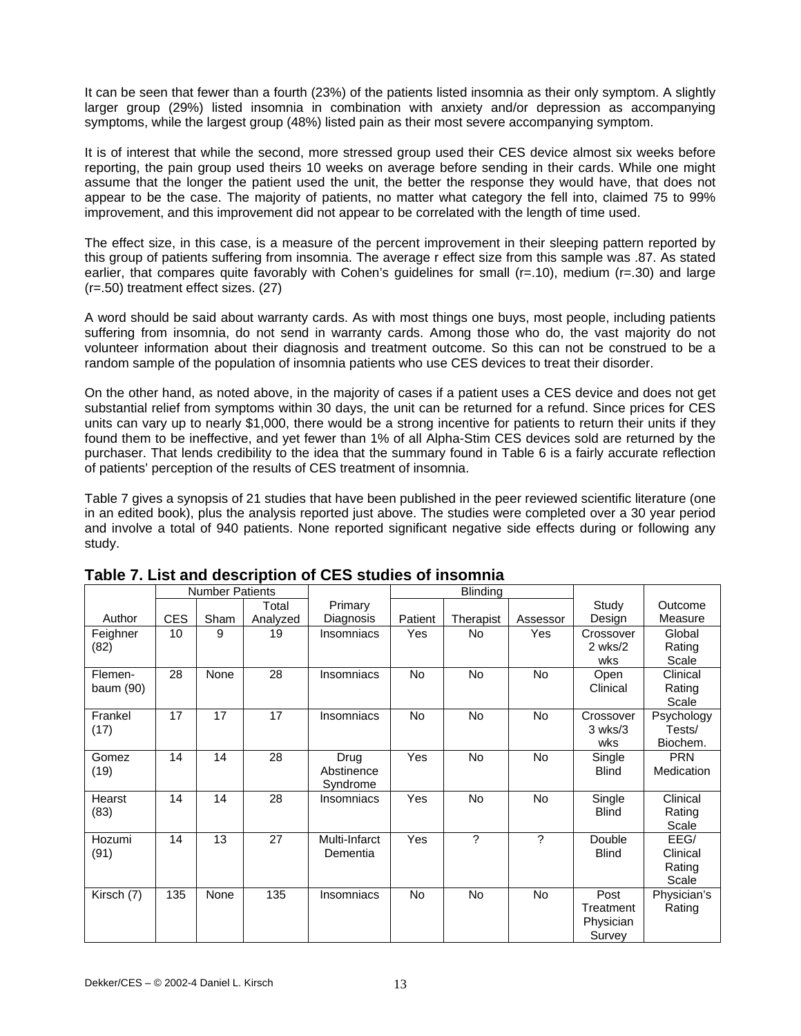It can be seen that fewer than a fourth (23%) of the patients listed insomnia as their only symptom. A slightly larger group (29%) listed insomnia in combination with anxiety and/or depression as accompanying symptoms, while the largest group (48%) listed pain as their most severe accompanying symptom.

It is of interest that while the second, more stressed group used their CES device almost six weeks before reporting, the pain group used theirs 10 weeks on average before sending in their cards. While one might assume that the longer the patient used the unit, the better the response they would have, that does not appear to be the case. The majority of patients, no matter what category the fell into, claimed 75 to 99% improvement, and this improvement did not appear to be correlated with the length of time used.

The effect size, in this case, is a measure of the percent improvement in their sleeping pattern reported by this group of patients suffering from insomnia. The average r effect size from this sample was .87. As stated earlier, that compares quite favorably with Cohen's guidelines for small (r=.10), medium (r=.30) and large (r=.50) treatment effect sizes. (27)

A word should be said about warranty cards. As with most things one buys, most people, including patients suffering from insomnia, do not send in warranty cards. Among those who do, the vast majority do not volunteer information about their diagnosis and treatment outcome. So this can not be construed to be a random sample of the population of insomnia patients who use CES devices to treat their disorder.

On the other hand, as noted above, in the majority of cases if a patient uses a CES device and does not get substantial relief from symptoms within 30 days, the unit can be returned for a refund. Since prices for CES units can vary up to nearly $1,000, there would be a strong incentive for patients to return their units if they found them to be ineffective, and yet fewer than 1% of all Alpha-Stim CES devices sold are returned by the purchaser. That lends credibility to the idea that the summary found in Table 6 is a fairly accurate reflection of patients' perception of the results of CES treatment of insomnia.

Table 7 gives a synopsis of 21 studies that have been published in the peer reviewed scientific literature (one in an edited book), plus the analysis reported just above. The studies were completed over a 30 year period and involve a total of 940 patients. None reported significant negative side effects during or following any study.

## Table 7. List and description of CES studies of insomnia

| | Number Patients | | | | Blinding | | | | |
|---|---|---|---|---|---|---|---|---|---|
| Author | CES | Sham | Total Analyzed | Primary Diagnosis | Patient | Therapist | Assessor | Study Design | Outcome Measure |
| Feighner (82) | 10 | 9 | 19 | Insomniacs | Yes | No | Yes | Crossover 2 wks/2 wks | Global Rating Scale |
| Flemen-baum (90) | 28 | None | 28 | Insomniacs | No | No | No | Open Clinical | Clinical Rating Scale |
| Frankel (17) | 17 | 17 | 17 | Insomniacs | No | No | No | Crossover 3 wks/3 wks | Psychology Tests/ Biochem. |
| Gomez (19) | 14 | 14 | 28 | Drug Abstinence Syndrome | Yes | No | No | Single Blind | PRN Medication |
| Hearst (83) | 14 | 14 | 28 | Insomniacs | Yes | No | No | Single Blind | Clinical Rating Scale |
| Hozumi (91) | 14 | 13 | 27 | Multi-Infarct Dementia | Yes | ? | ? | Double Blind | EEG/ Clinical Rating Scale |
| Kirsch (7) | 135 | None | 135 | Insomniacs | No | No | No | Post Treatment Physician Survey | Physician's Rating |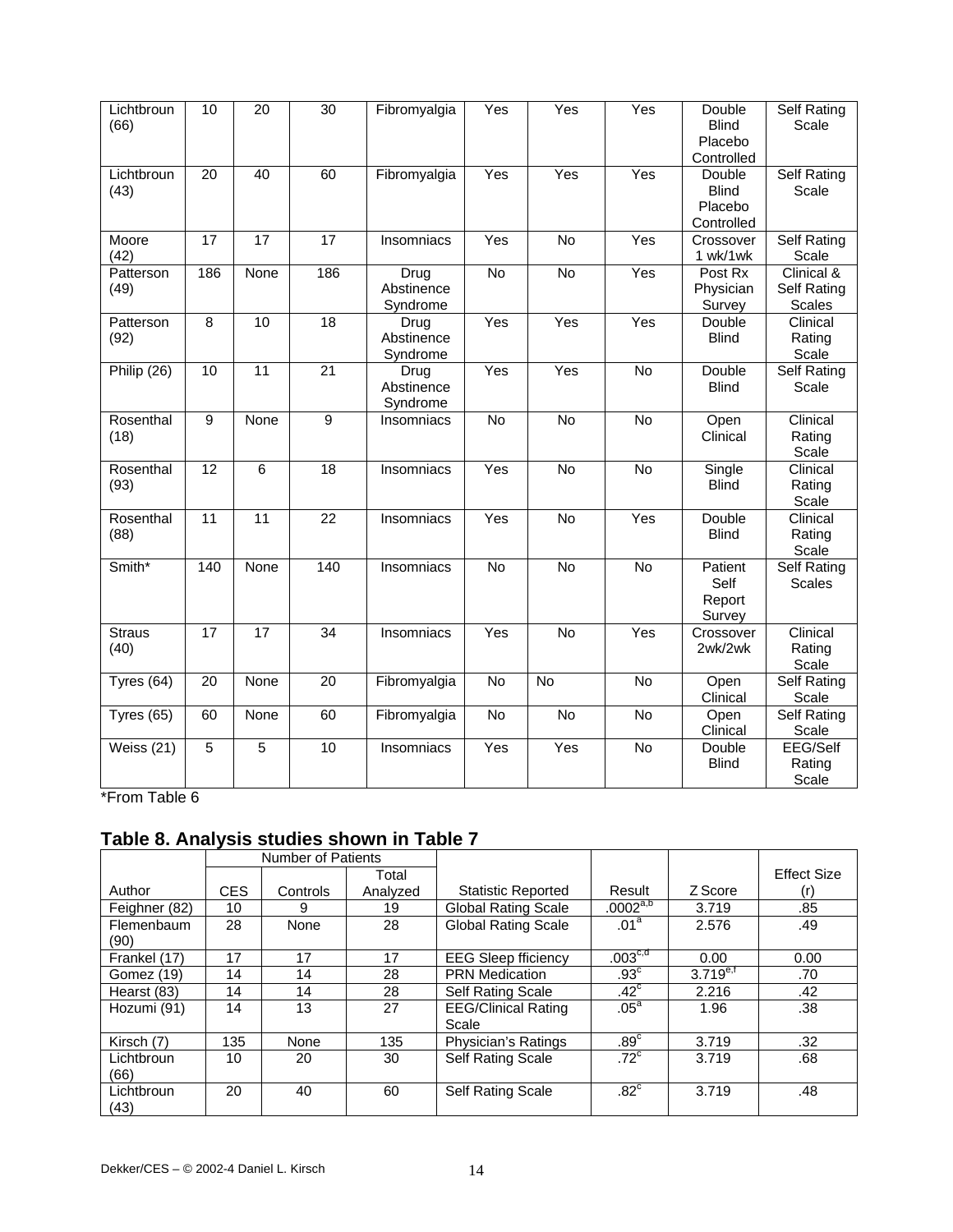| Lichtbroun (66) | 10 | 20 | 30 | Fibromyalgia | Yes | Yes | Yes | Double Blind Placebo Controlled | Self Rating Scale |
|---|---|---|---|---|---|---|---|---|---|
| Lichtbroun (43) | 20 | 40 | 60 | Fibromyalgia | Yes | Yes | Yes | Double Blind Placebo Controlled | Self Rating Scale |
| Moore (42) | 17 | 17 | 17 | Insomniacs | Yes | No | Yes | Crossover 1 wk/1wk | Self Rating Scale |
| Patterson (49) | 186 | None | 186 | Drug Abstinence Syndrome | No | No | Yes | Post Rx Physician Survey | Clinical & Self Rating Scales |
| Patterson (92) | 8 | 10 | 18 | Drug Abstinence Syndrome | Yes | Yes | Yes | Double Blind | Clinical Rating Scale |
| Philip (26) | 10 | 11 | 21 | Drug Abstinence Syndrome | Yes | Yes | No | Double Blind | Self Rating Scale |
| Rosenthal (18) | 9 | None | 9 | Insomniacs | No | No | No | Open Clinical | Clinical Rating Scale |
| Rosenthal (93) | 12 | 6 | 18 | Insomniacs | Yes | No | No | Single Blind | Clinical Rating Scale |
| Rosenthal (88) | 11 | 11 | 22 | Insomniacs | Yes | No | Yes | Double Blind | Clinical Rating Scale |
| Smith* | 140 | None | 140 | Insomniacs | No | No | No | Patient Self Report Survey | Self Rating Scales |
| Straus (40) | 17 | 17 | 34 | Insomniacs | Yes | No | Yes | Crossover 2wk/2wk | Clinical Rating Scale |
| Tyres (64) | 20 | None | 20 | Fibromyalgia | No | No | No | Open Clinical | Self Rating Scale |
| Tyres (65) | 60 | None | 60 | Fibromyalgia | No | No | No | Open Clinical | Self Rating Scale |
| Weiss (21) | 5 | 5 | 10 | Insomniacs | Yes | Yes | No | Double Blind | EEG/Self Rating Scale |

*From Table 6

## Table 8. Analysis studies shown in Table 7

| | Number of Patients | | | | | | |
|---|---|---|---|---|---|---|---|
| Author | CES | Controls | Total Analyzed | Statistic Reported | Result | Z Score | Effect Size (r) |
| Feighner (82) | 10 | 9 | 19 | Global Rating Scale | .0002[a,b] | 3.719 | .85 |
| Flemenbaum (90) | 28 | None | 28 | Global Rating Scale | .01[a] | 2.576 | .49 |
| Frankel (17) | 17 | 17 | 17 | EEG Sleep fficiency | .003[c,d] | 0.00 | 0.00 |
| Gomez (19) | 14 | 14 | 28 | PRN Medication | .93[c] | 3.719[e,f] | .70 |
| Hearst (83) | 14 | 14 | 28 | Self Rating Scale | .42[c] | 2.216 | .42 |
| Hozumi (91) | 14 | 13 | 27 | EEG/Clinical Rating Scale | .05[a] | 1.96 | .38 |
| Kirsch (7) | 135 | None | 135 | Physician's Ratings | .89[c] | 3.719 | .32 |
| Lichtbroun (66) | 10 | 20 | 30 | Self Rating Scale | .72[c] | 3.719 | .68 |
| Lichtbroun (43) | 20 | 40 | 60 | Self Rating Scale | .82[c] | 3.719 | .48 |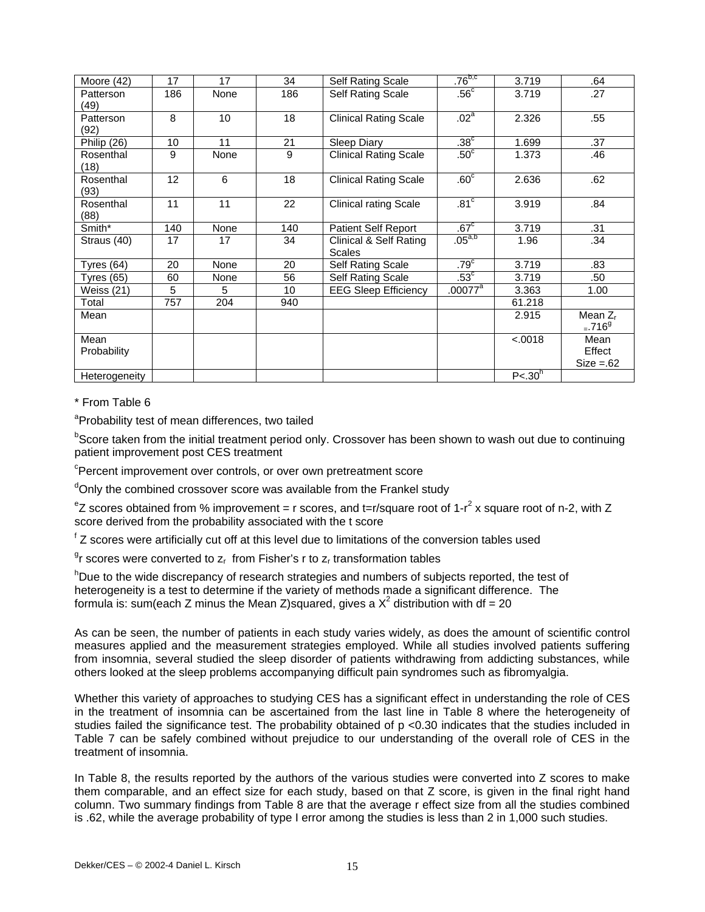| | | | | | | | |
|---|---|---|---|---|---|---|---|
| Moore (42) | 17 | 17 | 34 | Self Rating Scale | .76[b,c] | 3.719 | .64 |
| Patterson (49) | 186 | None | 186 | Self Rating Scale | .56[c] | 3.719 | .27 |
| Patterson (92) | 8 | 10 | 18 | Clinical Rating Scale | .02[a] | 2.326 | .55 |
| Philip (26) | 10 | 11 | 21 | Sleep Diary | .38[c] | 1.699 | .37 |
| Rosenthal (18) | 9 | None | 9 | Clinical Rating Scale | .50[c] | 1.373 | .46 |
| Rosenthal (93) | 12 | 6 | 18 | Clinical Rating Scale | .60[c] | 2.636 | .62 |
| Rosenthal (88) | 11 | 11 | 22 | Clinical rating Scale | .81[c] | 3.919 | .84 |
| Smith* | 140 | None | 140 | Patient Self Report | .67[c] | 3.719 | .31 |
| Straus (40) | 17 | 17 | 34 | Clinical & Self Rating Scales | .05[a,b] | 1.96 | .34 |
| Tyres (64) | 20 | None | 20 | Self Rating Scale | .79[c] | 3.719 | .83 |
| Tyres (65) | 60 | None | 56 | Self Rating Scale | .53[c] | 3.719 | .50 |
| Weiss (21) | 5 | 5 | 10 | EEG Sleep Efficiency | .00077[a] | 3.363 | 1.00 |
| Total | 757 | 204 | 940 | | | 61.218 | |
| Mean | | | | | | 2.915 | Mean $Z_r$ =.716[g] |
| Mean Probability | | | | | | <.0018 | Mean Effect Size =.62 |
| Heterogeneity | | | | | | P<.30[h] | |

\* From Table 6

[a]Probability test of mean differences, two tailed

[b]Score taken from the initial treatment period only. Crossover has been shown to wash out due to continuing patient improvement post CES treatment

[c]Percent improvement over controls, or over own pretreatment score

[d]Only the combined crossover score was available from the Frankel study

[e]Z scores obtained from % improvement = r scores, and t=r/square root of 1-$r^2$ x square root of n-2, with Z score derived from the probability associated with the t score

[f] Z scores were artificially cut off at this level due to limitations of the conversion tables used

[g]r scores were converted to $z_r$ from Fisher's r to $z_r$ transformation tables

[h]Due to the wide discrepancy of research strategies and numbers of subjects reported, the test of heterogeneity is a test to determine if the variety of methods made a significant difference. The formula is: sum(each Z minus the Mean Z)squared, gives a $X^2$ distribution with df = 20

As can be seen, the number of patients in each study varies widely, as does the amount of scientific control measures applied and the measurement strategies employed. While all studies involved patients suffering from insomnia, several studied the sleep disorder of patients withdrawing from addicting substances, while others looked at the sleep problems accompanying difficult pain syndromes such as fibromyalgia.

Whether this variety of approaches to studying CES has a significant effect in understanding the role of CES in the treatment of insomnia can be ascertained from the last line in Table 8 where the heterogeneity of studies failed the significance test. The probability obtained of p <0.30 indicates that the studies included in Table 7 can be safely combined without prejudice to our understanding of the overall role of CES in the treatment of insomnia.

In Table 8, the results reported by the authors of the various studies were converted into Z scores to make them comparable, and an effect size for each study, based on that Z score, is given in the final right hand column. Two summary findings from Table 8 are that the average r effect size from all the studies combined is .62, while the average probability of type I error among the studies is less than 2 in 1,000 such studies.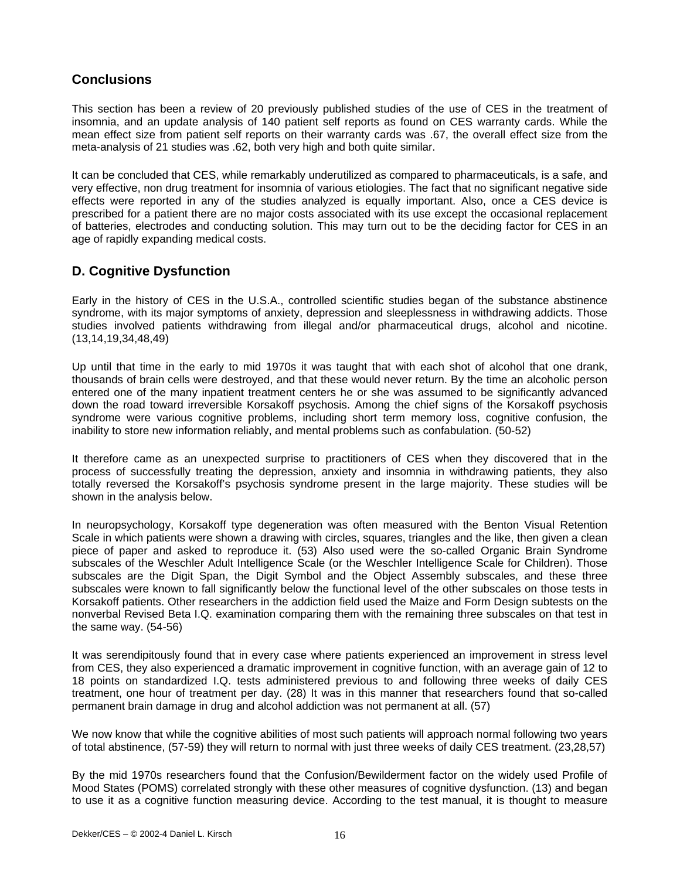## Conclusions

This section has been a review of 20 previously published studies of the use of CES in the treatment of insomnia, and an update analysis of 140 patient self reports as found on CES warranty cards. While the mean effect size from patient self reports on their warranty cards was .67, the overall effect size from the meta-analysis of 21 studies was .62, both very high and both quite similar.

It can be concluded that CES, while remarkably underutilized as compared to pharmaceuticals, is a safe, and very effective, non drug treatment for insomnia of various etiologies. The fact that no significant negative side effects were reported in any of the studies analyzed is equally important. Also, once a CES device is prescribed for a patient there are no major costs associated with its use except the occasional replacement of batteries, electrodes and conducting solution. This may turn out to be the deciding factor for CES in an age of rapidly expanding medical costs.

## D. Cognitive Dysfunction

Early in the history of CES in the U.S.A., controlled scientific studies began of the substance abstinence syndrome, with its major symptoms of anxiety, depression and sleeplessness in withdrawing addicts. Those studies involved patients withdrawing from illegal and/or pharmaceutical drugs, alcohol and nicotine. (13,14,19,34,48,49)

Up until that time in the early to mid 1970s it was taught that with each shot of alcohol that one drank, thousands of brain cells were destroyed, and that these would never return. By the time an alcoholic person entered one of the many inpatient treatment centers he or she was assumed to be significantly advanced down the road toward irreversible Korsakoff psychosis. Among the chief signs of the Korsakoff psychosis syndrome were various cognitive problems, including short term memory loss, cognitive confusion, the inability to store new information reliably, and mental problems such as confabulation. (50-52)

It therefore came as an unexpected surprise to practitioners of CES when they discovered that in the process of successfully treating the depression, anxiety and insomnia in withdrawing patients, they also totally reversed the Korsakoff's psychosis syndrome present in the large majority. These studies will be shown in the analysis below.

In neuropsychology, Korsakoff type degeneration was often measured with the Benton Visual Retention Scale in which patients were shown a drawing with circles, squares, triangles and the like, then given a clean piece of paper and asked to reproduce it. (53) Also used were the so-called Organic Brain Syndrome subscales of the Weschler Adult Intelligence Scale (or the Weschler Intelligence Scale for Children). Those subscales are the Digit Span, the Digit Symbol and the Object Assembly subscales, and these three subscales were known to fall significantly below the functional level of the other subscales on those tests in Korsakoff patients. Other researchers in the addiction field used the Maize and Form Design subtests on the nonverbal Revised Beta I.Q. examination comparing them with the remaining three subscales on that test in the same way. (54-56)

It was serendipitously found that in every case where patients experienced an improvement in stress level from CES, they also experienced a dramatic improvement in cognitive function, with an average gain of 12 to 18 points on standardized I.Q. tests administered previous to and following three weeks of daily CES treatment, one hour of treatment per day. (28) It was in this manner that researchers found that so-called permanent brain damage in drug and alcohol addiction was not permanent at all. (57)

We now know that while the cognitive abilities of most such patients will approach normal following two years of total abstinence, (57-59) they will return to normal with just three weeks of daily CES treatment. (23,28,57)

By the mid 1970s researchers found that the Confusion/Bewilderment factor on the widely used Profile of Mood States (POMS) correlated strongly with these other measures of cognitive dysfunction. (13) and began to use it as a cognitive function measuring device. According to the test manual, it is thought to measure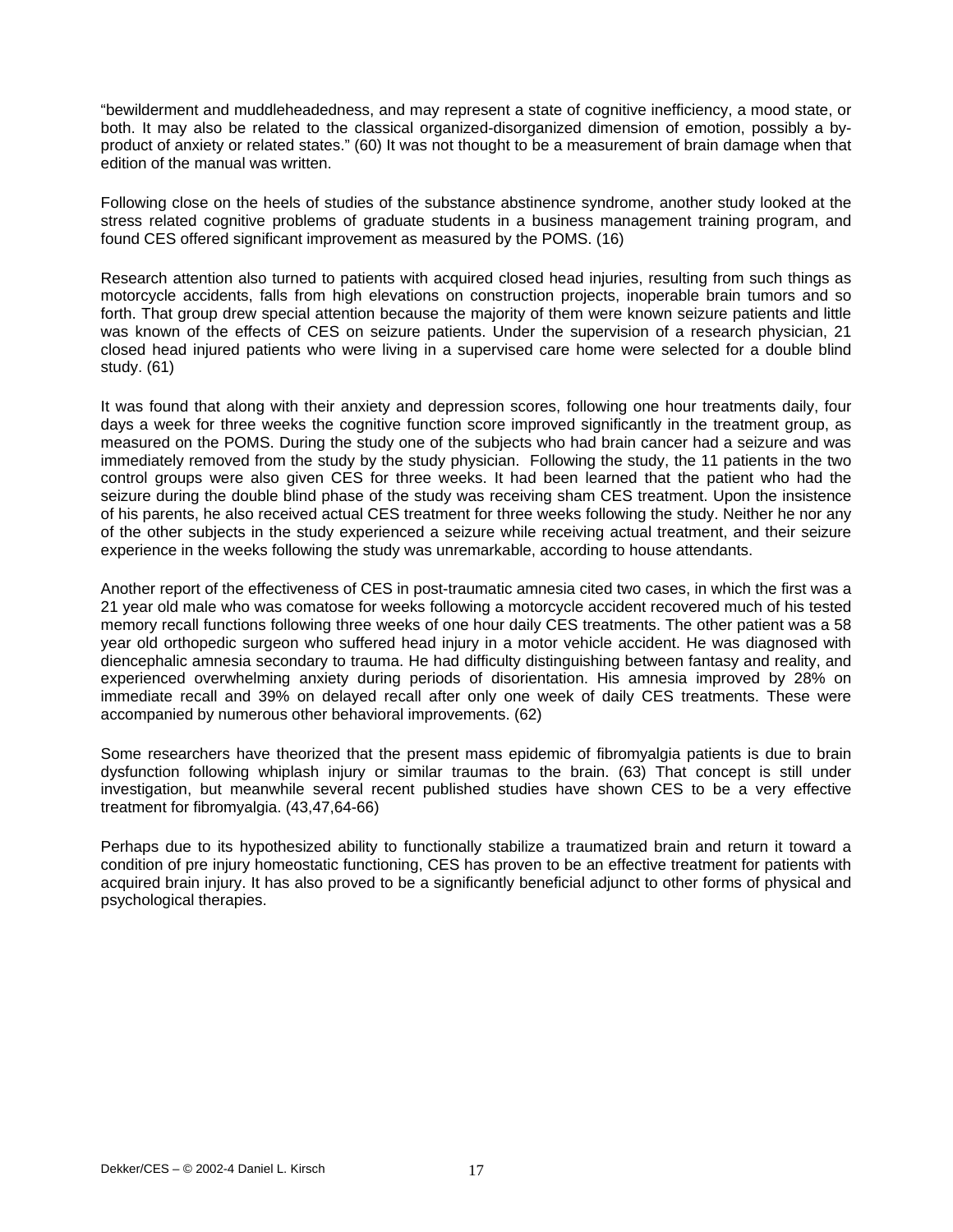"bewilderment and muddleheadedness, and may represent a state of cognitive inefficiency, a mood state, or both. It may also be related to the classical organized-disorganized dimension of emotion, possibly a by-product of anxiety or related states." (60) It was not thought to be a measurement of brain damage when that edition of the manual was written.

Following close on the heels of studies of the substance abstinence syndrome, another study looked at the stress related cognitive problems of graduate students in a business management training program, and found CES offered significant improvement as measured by the POMS. (16)

Research attention also turned to patients with acquired closed head injuries, resulting from such things as motorcycle accidents, falls from high elevations on construction projects, inoperable brain tumors and so forth. That group drew special attention because the majority of them were known seizure patients and little was known of the effects of CES on seizure patients. Under the supervision of a research physician, 21 closed head injured patients who were living in a supervised care home were selected for a double blind study. (61)

It was found that along with their anxiety and depression scores, following one hour treatments daily, four days a week for three weeks the cognitive function score improved significantly in the treatment group, as measured on the POMS. During the study one of the subjects who had brain cancer had a seizure and was immediately removed from the study by the study physician. Following the study, the 11 patients in the two control groups were also given CES for three weeks. It had been learned that the patient who had the seizure during the double blind phase of the study was receiving sham CES treatment. Upon the insistence of his parents, he also received actual CES treatment for three weeks following the study. Neither he nor any of the other subjects in the study experienced a seizure while receiving actual treatment, and their seizure experience in the weeks following the study was unremarkable, according to house attendants.

Another report of the effectiveness of CES in post-traumatic amnesia cited two cases, in which the first was a 21 year old male who was comatose for weeks following a motorcycle accident recovered much of his tested memory recall functions following three weeks of one hour daily CES treatments. The other patient was a 58 year old orthopedic surgeon who suffered head injury in a motor vehicle accident. He was diagnosed with diencephalic amnesia secondary to trauma. He had difficulty distinguishing between fantasy and reality, and experienced overwhelming anxiety during periods of disorientation. His amnesia improved by 28% on immediate recall and 39% on delayed recall after only one week of daily CES treatments. These were accompanied by numerous other behavioral improvements. (62)

Some researchers have theorized that the present mass epidemic of fibromyalgia patients is due to brain dysfunction following whiplash injury or similar traumas to the brain. (63) That concept is still under investigation, but meanwhile several recent published studies have shown CES to be a very effective treatment for fibromyalgia. (43,47,64-66)

Perhaps due to its hypothesized ability to functionally stabilize a traumatized brain and return it toward a condition of pre injury homeostatic functioning, CES has proven to be an effective treatment for patients with acquired brain injury. It has also proved to be a significantly beneficial adjunct to other forms of physical and psychological therapies.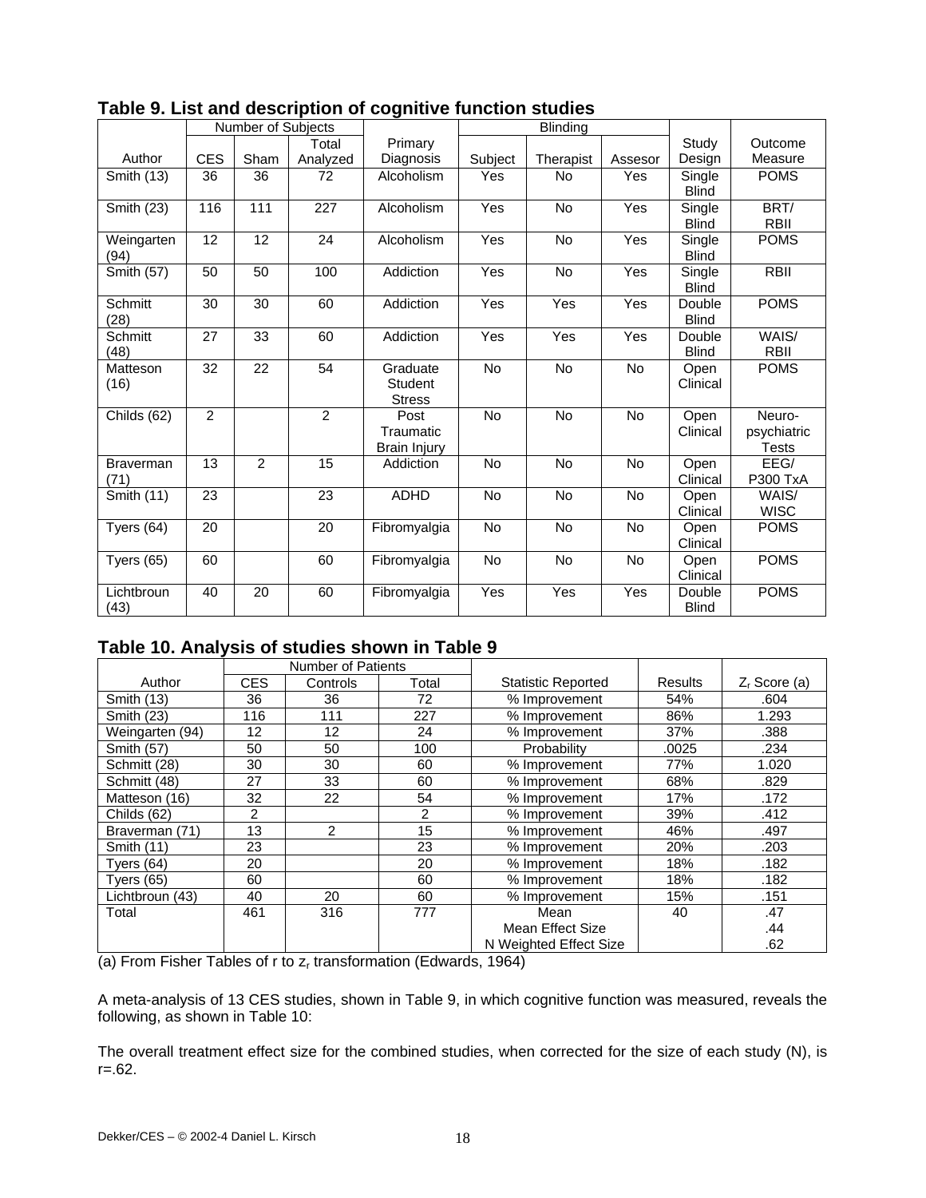## Table 9. List and description of cognitive function studies

| Author | Number of Subjects | | | Primary Diagnosis | Blinding | | | Study Design | Outcome Measure |
|---|---|---|---|---|---|---|---|---|---|
| | CES | Sham | Total Analyzed | | Subject | Therapist | Assesor | | |
| Smith (13) | 36 | 36 | 72 | Alcoholism | Yes | No | Yes | Single Blind | POMS |
| Smith (23) | 116 | 111 | 227 | Alcoholism | Yes | No | Yes | Single Blind | BRT/ RBII |
| Weingarten (94) | 12 | 12 | 24 | Alcoholism | Yes | No | Yes | Single Blind | POMS |
| Smith (57) | 50 | 50 | 100 | Addiction | Yes | No | Yes | Single Blind | RBII |
| Schmitt (28) | 30 | 30 | 60 | Addiction | Yes | Yes | Yes | Double Blind | POMS |
| Schmitt (48) | 27 | 33 | 60 | Addiction | Yes | Yes | Yes | Double Blind | WAIS/ RBII |
| Matteson (16) | 32 | 22 | 54 | Graduate Student Stress | No | No | No | Open Clinical | POMS |
| Childs (62) | 2 | | 2 | Post Traumatic Brain Injury | No | No | No | Open Clinical | Neuro-psychiatric Tests |
| Braverman (71) | 13 | 2 | 15 | Addiction | No | No | No | Open Clinical | EEG/ P300 TxA |
| Smith (11) | 23 | | 23 | ADHD | No | No | No | Open Clinical | WAIS/ WISC |
| Tyers (64) | 20 | | 20 | Fibromyalgia | No | No | No | Open Clinical | POMS |
| Tyers (65) | 60 | | 60 | Fibromyalgia | No | No | No | Open Clinical | POMS |
| Lichtbroun (43) | 40 | 20 | 60 | Fibromyalgia | Yes | Yes | Yes | Double Blind | POMS |

## Table 10. Analysis of studies shown in Table 9

| Author | Number of Patients | | | Statistic Reported | Results | $Z_r$ Score (a) |
|---|---|---|---|---|---|---|
| | CES | Controls | Total | | | |
| Smith (13) | 36 | 36 | 72 | % Improvement | 54% | .604 |
| Smith (23) | 116 | 111 | 227 | % Improvement | 86% | 1.293 |
| Weingarten (94) | 12 | 12 | 24 | % Improvement | 37% | .388 |
| Smith (57) | 50 | 50 | 100 | Probability | .0025 | .234 |
| Schmitt (28) | 30 | 30 | 60 | % Improvement | 77% | 1.020 |
| Schmitt (48) | 27 | 33 | 60 | % Improvement | 68% | .829 |
| Matteson (16) | 32 | 22 | 54 | % Improvement | 17% | .172 |
| Childs (62) | 2 | | 2 | % Improvement | 39% | .412 |
| Braverman (71) | 13 | 2 | 15 | % Improvement | 46% | .497 |
| Smith (11) | 23 | | 23 | % Improvement | 20% | .203 |
| Tyers (64) | 20 | | 20 | % Improvement | 18% | .182 |
| Tyers (65) | 60 | | 60 | % Improvement | 18% | .182 |
| Lichtbroun (43) | 40 | 20 | 60 | % Improvement | 15% | .151 |
| Total | 461 | 316 | 777 | Mean<br>Mean Effect Size<br>N Weighted Effect Size | 40 | .47<br>.44<br>.62 |

(a) From Fisher Tables of r to $z_r$ transformation (Edwards, 1964)

A meta-analysis of 13 CES studies, shown in Table 9, in which cognitive function was measured, reveals the following, as shown in Table 10:

The overall treatment effect size for the combined studies, when corrected for the size of each study (N), is r=.62.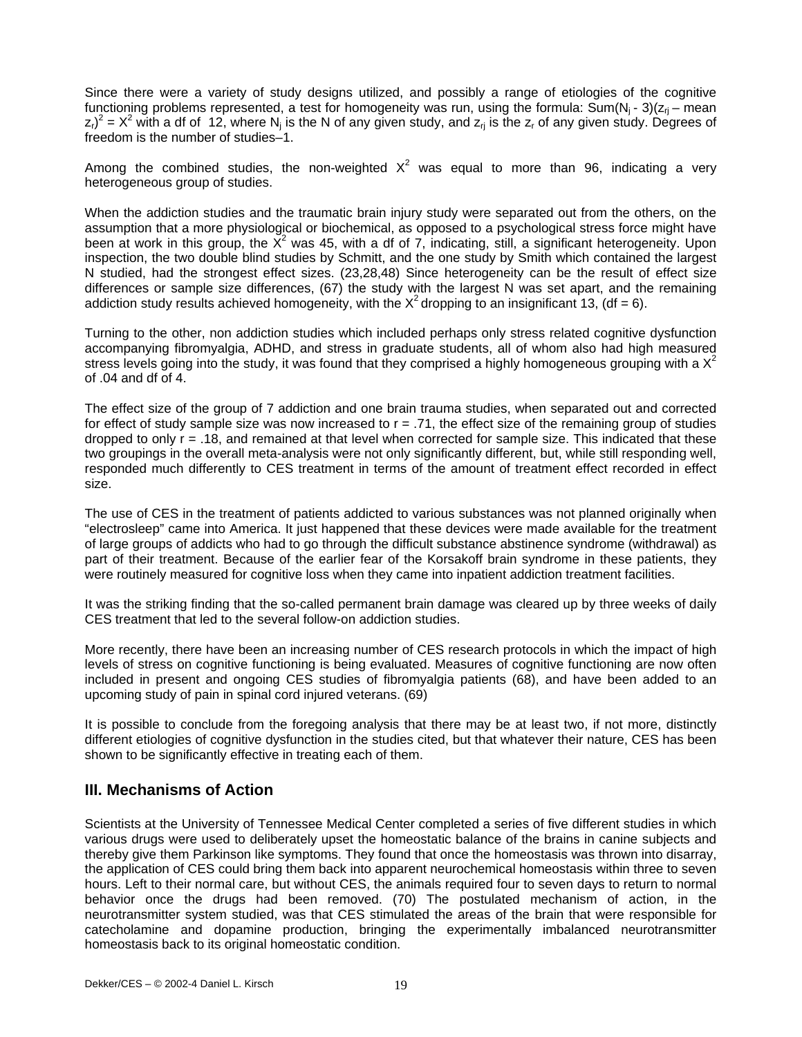Since there were a variety of study designs utilized, and possibly a range of etiologies of the cognitive functioning problems represented, a test for homogeneity was run, using the formula: $\text{Sum}(N_j - 3)(z_{rj} - \text{mean } z_r)^2 = X^2$ with a df of 12, where $N_j$ is the N of any given study, and $z_{rj}$ is the $z_r$ of any given study. Degrees of freedom is the number of studies–1.

Among the combined studies, the non-weighted $X^2$ was equal to more than 96, indicating a very heterogeneous group of studies.

When the addiction studies and the traumatic brain injury study were separated out from the others, on the assumption that a more physiological or biochemical, as opposed to a psychological stress force might have been at work in this group, the $X^2$ was 45, with a df of 7, indicating, still, a significant heterogeneity. Upon inspection, the two double blind studies by Schmitt, and the one study by Smith which contained the largest N studied, had the strongest effect sizes. (23,28,48) Since heterogeneity can be the result of effect size differences or sample size differences, (67) the study with the largest N was set apart, and the remaining addiction study results achieved homogeneity, with the $X^2$ dropping to an insignificant 13, (df = 6).

Turning to the other, non addiction studies which included perhaps only stress related cognitive dysfunction accompanying fibromyalgia, ADHD, and stress in graduate students, all of whom also had high measured stress levels going into the study, it was found that they comprised a highly homogeneous grouping with a $X^2$ of .04 and df of 4.

The effect size of the group of 7 addiction and one brain trauma studies, when separated out and corrected for effect of study sample size was now increased to r = .71, the effect size of the remaining group of studies dropped to only r = .18, and remained at that level when corrected for sample size. This indicated that these two groupings in the overall meta-analysis were not only significantly different, but, while still responding well, responded much differently to CES treatment in terms of the amount of treatment effect recorded in effect size.

The use of CES in the treatment of patients addicted to various substances was not planned originally when "electrosleep" came into America. It just happened that these devices were made available for the treatment of large groups of addicts who had to go through the difficult substance abstinence syndrome (withdrawal) as part of their treatment. Because of the earlier fear of the Korsakoff brain syndrome in these patients, they were routinely measured for cognitive loss when they came into inpatient addiction treatment facilities.

It was the striking finding that the so-called permanent brain damage was cleared up by three weeks of daily CES treatment that led to the several follow-on addiction studies.

More recently, there have been an increasing number of CES research protocols in which the impact of high levels of stress on cognitive functioning is being evaluated. Measures of cognitive functioning are now often included in present and ongoing CES studies of fibromyalgia patients (68), and have been added to an upcoming study of pain in spinal cord injured veterans. (69)

It is possible to conclude from the foregoing analysis that there may be at least two, if not more, distinctly different etiologies of cognitive dysfunction in the studies cited, but that whatever their nature, CES has been shown to be significantly effective in treating each of them.

## III. Mechanisms of Action

Scientists at the University of Tennessee Medical Center completed a series of five different studies in which various drugs were used to deliberately upset the homeostatic balance of the brains in canine subjects and thereby give them Parkinson like symptoms. They found that once the homeostasis was thrown into disarray, the application of CES could bring them back into apparent neurochemical homeostasis within three to seven hours. Left to their normal care, but without CES, the animals required four to seven days to return to normal behavior once the drugs had been removed. (70) The postulated mechanism of action, in the neurotransmitter system studied, was that CES stimulated the areas of the brain that were responsible for catecholamine and dopamine production, bringing the experimentally imbalanced neurotransmitter homeostasis back to its original homeostatic condition.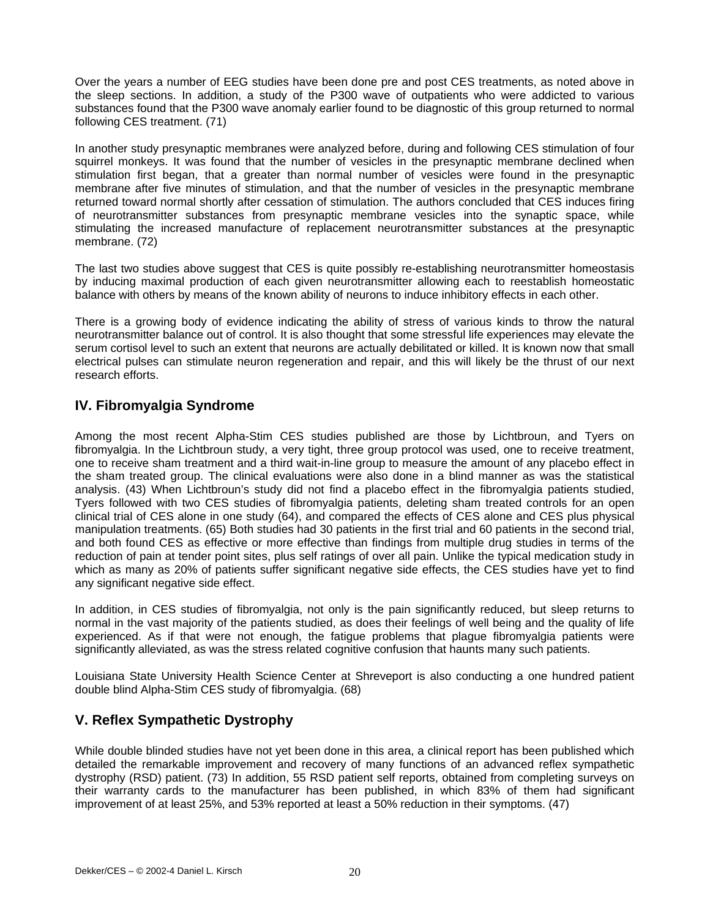Over the years a number of EEG studies have been done pre and post CES treatments, as noted above in the sleep sections. In addition, a study of the P300 wave of outpatients who were addicted to various substances found that the P300 wave anomaly earlier found to be diagnostic of this group returned to normal following CES treatment. (71)

In another study presynaptic membranes were analyzed before, during and following CES stimulation of four squirrel monkeys. It was found that the number of vesicles in the presynaptic membrane declined when stimulation first began, that a greater than normal number of vesicles were found in the presynaptic membrane after five minutes of stimulation, and that the number of vesicles in the presynaptic membrane returned toward normal shortly after cessation of stimulation. The authors concluded that CES induces firing of neurotransmitter substances from presynaptic membrane vesicles into the synaptic space, while stimulating the increased manufacture of replacement neurotransmitter substances at the presynaptic membrane. (72)

The last two studies above suggest that CES is quite possibly re-establishing neurotransmitter homeostasis by inducing maximal production of each given neurotransmitter allowing each to reestablish homeostatic balance with others by means of the known ability of neurons to induce inhibitory effects in each other.

There is a growing body of evidence indicating the ability of stress of various kinds to throw the natural neurotransmitter balance out of control. It is also thought that some stressful life experiences may elevate the serum cortisol level to such an extent that neurons are actually debilitated or killed. It is known now that small electrical pulses can stimulate neuron regeneration and repair, and this will likely be the thrust of our next research efforts.

## IV. Fibromyalgia Syndrome

Among the most recent Alpha-Stim CES studies published are those by Lichtbroun, and Tyers on fibromyalgia. In the Lichtbroun study, a very tight, three group protocol was used, one to receive treatment, one to receive sham treatment and a third wait-in-line group to measure the amount of any placebo effect in the sham treated group. The clinical evaluations were also done in a blind manner as was the statistical analysis. (43) When Lichtbroun's study did not find a placebo effect in the fibromyalgia patients studied, Tyers followed with two CES studies of fibromyalgia patients, deleting sham treated controls for an open clinical trial of CES alone in one study (64), and compared the effects of CES alone and CES plus physical manipulation treatments. (65) Both studies had 30 patients in the first trial and 60 patients in the second trial, and both found CES as effective or more effective than findings from multiple drug studies in terms of the reduction of pain at tender point sites, plus self ratings of over all pain. Unlike the typical medication study in which as many as 20% of patients suffer significant negative side effects, the CES studies have yet to find any significant negative side effect.

In addition, in CES studies of fibromyalgia, not only is the pain significantly reduced, but sleep returns to normal in the vast majority of the patients studied, as does their feelings of well being and the quality of life experienced. As if that were not enough, the fatigue problems that plague fibromyalgia patients were significantly alleviated, as was the stress related cognitive confusion that haunts many such patients.

Louisiana State University Health Science Center at Shreveport is also conducting a one hundred patient double blind Alpha-Stim CES study of fibromyalgia. (68)

## V. Reflex Sympathetic Dystrophy

While double blinded studies have not yet been done in this area, a clinical report has been published which detailed the remarkable improvement and recovery of many functions of an advanced reflex sympathetic dystrophy (RSD) patient. (73) In addition, 55 RSD patient self reports, obtained from completing surveys on their warranty cards to the manufacturer has been published, in which 83% of them had significant improvement of at least 25%, and 53% reported at least a 50% reduction in their symptoms. (47)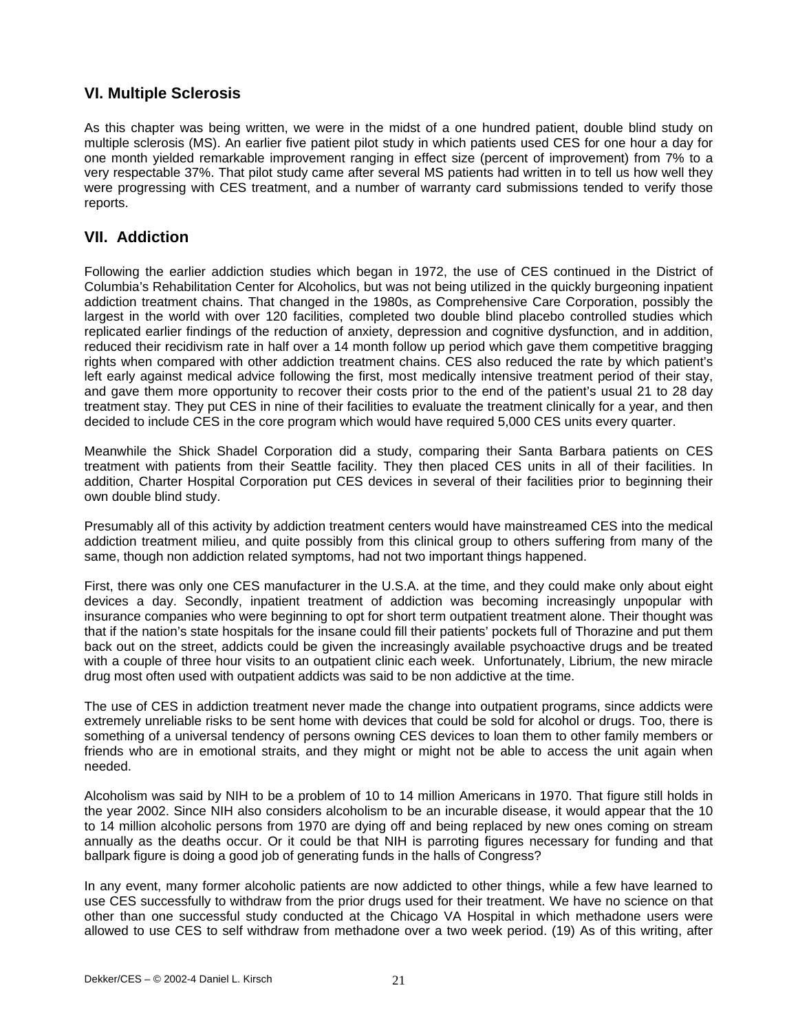## VI. Multiple Sclerosis

As this chapter was being written, we were in the midst of a one hundred patient, double blind study on multiple sclerosis (MS). An earlier five patient pilot study in which patients used CES for one hour a day for one month yielded remarkable improvement ranging in effect size (percent of improvement) from 7% to a very respectable 37%. That pilot study came after several MS patients had written in to tell us how well they were progressing with CES treatment, and a number of warranty card submissions tended to verify those reports.

## VII. Addiction

Following the earlier addiction studies which began in 1972, the use of CES continued in the District of Columbia's Rehabilitation Center for Alcoholics, but was not being utilized in the quickly burgeoning inpatient addiction treatment chains. That changed in the 1980s, as Comprehensive Care Corporation, possibly the largest in the world with over 120 facilities, completed two double blind placebo controlled studies which replicated earlier findings of the reduction of anxiety, depression and cognitive dysfunction, and in addition, reduced their recidivism rate in half over a 14 month follow up period which gave them competitive bragging rights when compared with other addiction treatment chains. CES also reduced the rate by which patient's left early against medical advice following the first, most medically intensive treatment period of their stay, and gave them more opportunity to recover their costs prior to the end of the patient's usual 21 to 28 day treatment stay. They put CES in nine of their facilities to evaluate the treatment clinically for a year, and then decided to include CES in the core program which would have required 5,000 CES units every quarter.

Meanwhile the Shick Shadel Corporation did a study, comparing their Santa Barbara patients on CES treatment with patients from their Seattle facility. They then placed CES units in all of their facilities. In addition, Charter Hospital Corporation put CES devices in several of their facilities prior to beginning their own double blind study.

Presumably all of this activity by addiction treatment centers would have mainstreamed CES into the medical addiction treatment milieu, and quite possibly from this clinical group to others suffering from many of the same, though non addiction related symptoms, had not two important things happened.

First, there was only one CES manufacturer in the U.S.A. at the time, and they could make only about eight devices a day. Secondly, inpatient treatment of addiction was becoming increasingly unpopular with insurance companies who were beginning to opt for short term outpatient treatment alone. Their thought was that if the nation's state hospitals for the insane could fill their patients' pockets full of Thorazine and put them back out on the street, addicts could be given the increasingly available psychoactive drugs and be treated with a couple of three hour visits to an outpatient clinic each week. Unfortunately, Librium, the new miracle drug most often used with outpatient addicts was said to be non addictive at the time.

The use of CES in addiction treatment never made the change into outpatient programs, since addicts were extremely unreliable risks to be sent home with devices that could be sold for alcohol or drugs. Too, there is something of a universal tendency of persons owning CES devices to loan them to other family members or friends who are in emotional straits, and they might or might not be able to access the unit again when needed.

Alcoholism was said by NIH to be a problem of 10 to 14 million Americans in 1970. That figure still holds in the year 2002. Since NIH also considers alcoholism to be an incurable disease, it would appear that the 10 to 14 million alcoholic persons from 1970 are dying off and being replaced by new ones coming on stream annually as the deaths occur. Or it could be that NIH is parroting figures necessary for funding and that ballpark figure is doing a good job of generating funds in the halls of Congress?

In any event, many former alcoholic patients are now addicted to other things, while a few have learned to use CES successfully to withdraw from the prior drugs used for their treatment. We have no science on that other than one successful study conducted at the Chicago VA Hospital in which methadone users were allowed to use CES to self withdraw from methadone over a two week period. (19) As of this writing, after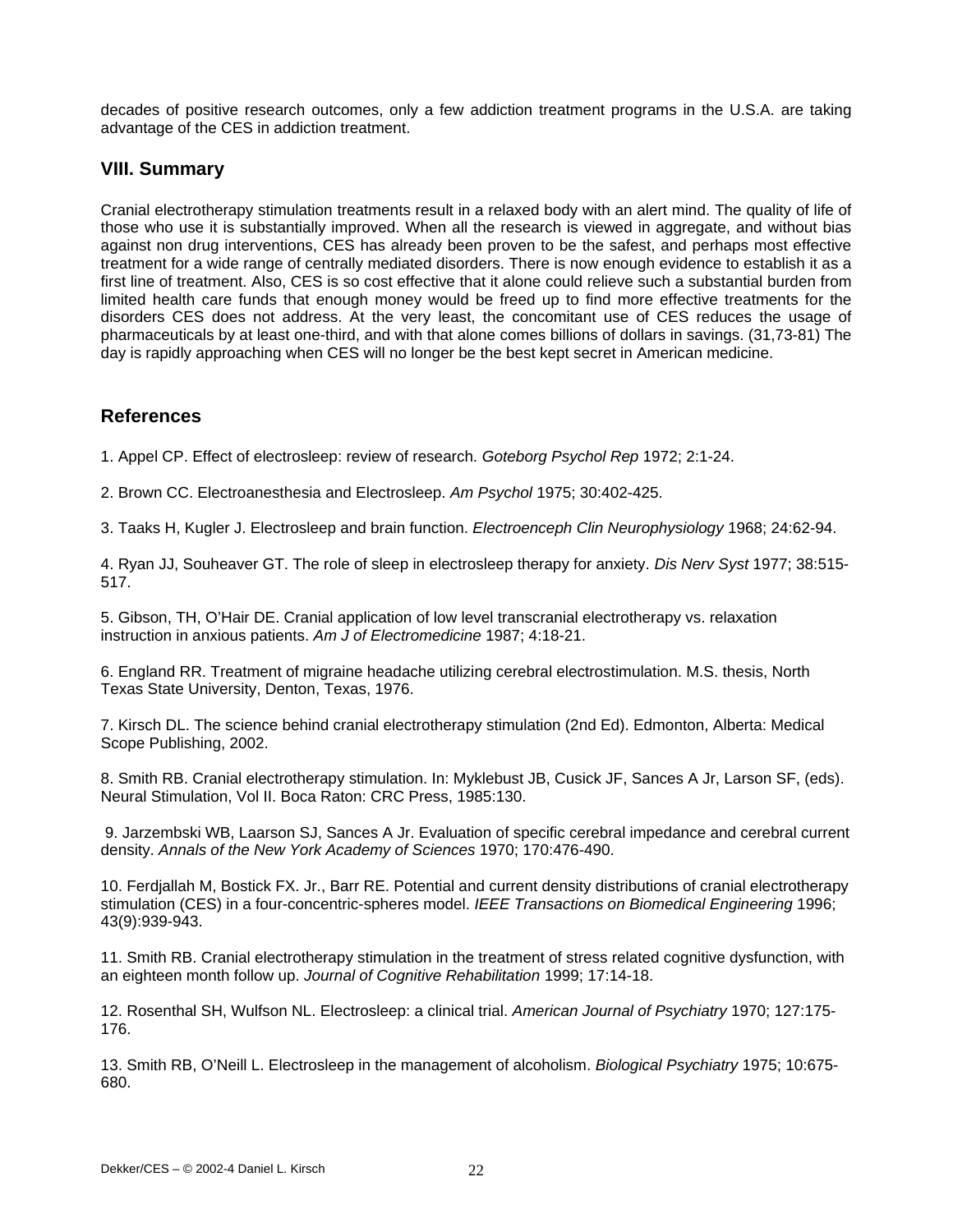decades of positive research outcomes, only a few addiction treatment programs in the U.S.A. are taking advantage of the CES in addiction treatment.

## VIII. Summary

Cranial electrotherapy stimulation treatments result in a relaxed body with an alert mind. The quality of life of those who use it is substantially improved. When all the research is viewed in aggregate, and without bias against non drug interventions, CES has already been proven to be the safest, and perhaps most effective treatment for a wide range of centrally mediated disorders. There is now enough evidence to establish it as a first line of treatment. Also, CES is so cost effective that it alone could relieve such a substantial burden from limited health care funds that enough money would be freed up to find more effective treatments for the disorders CES does not address. At the very least, the concomitant use of CES reduces the usage of pharmaceuticals by at least one-third, and with that alone comes billions of dollars in savings. (31,73-81) The day is rapidly approaching when CES will no longer be the best kept secret in American medicine.

## References

1. Appel CP. Effect of electrosleep: review of research. *Goteborg Psychol Rep* 1972; 2:1-24.

2. Brown CC. Electroanesthesia and Electrosleep. *Am Psychol* 1975; 30:402-425.

3. Taaks H, Kugler J. Electrosleep and brain function. *Electroenceph Clin Neurophysiology* 1968; 24:62-94.

4. Ryan JJ, Souheaver GT. The role of sleep in electrosleep therapy for anxiety. *Dis Nerv Syst* 1977; 38:515-517.

5. Gibson, TH, O'Hair DE. Cranial application of low level transcranial electrotherapy vs. relaxation instruction in anxious patients. *Am J of Electromedicine* 1987; 4:18-21.

6. England RR. Treatment of migraine headache utilizing cerebral electrostimulation. M.S. thesis, North Texas State University, Denton, Texas, 1976.

7. Kirsch DL. The science behind cranial electrotherapy stimulation (2nd Ed). Edmonton, Alberta: Medical Scope Publishing, 2002.

8. Smith RB. Cranial electrotherapy stimulation. In: Myklebust JB, Cusick JF, Sances A Jr, Larson SF, (eds). Neural Stimulation, Vol II. Boca Raton: CRC Press, 1985:130.

9. Jarzembski WB, Laarson SJ, Sances A Jr. Evaluation of specific cerebral impedance and cerebral current density. *Annals of the New York Academy of Sciences* 1970; 170:476-490.

10. Ferdjallah M, Bostick FX. Jr., Barr RE. Potential and current density distributions of cranial electrotherapy stimulation (CES) in a four-concentric-spheres model. *IEEE Transactions on Biomedical Engineering* 1996; 43(9):939-943.

11. Smith RB. Cranial electrotherapy stimulation in the treatment of stress related cognitive dysfunction, with an eighteen month follow up. *Journal of Cognitive Rehabilitation* 1999; 17:14-18.

12. Rosenthal SH, Wulfson NL. Electrosleep: a clinical trial. *American Journal of Psychiatry* 1970; 127:175-176.

13. Smith RB, O'Neill L. Electrosleep in the management of alcoholism. *Biological Psychiatry* 1975; 10:675-680.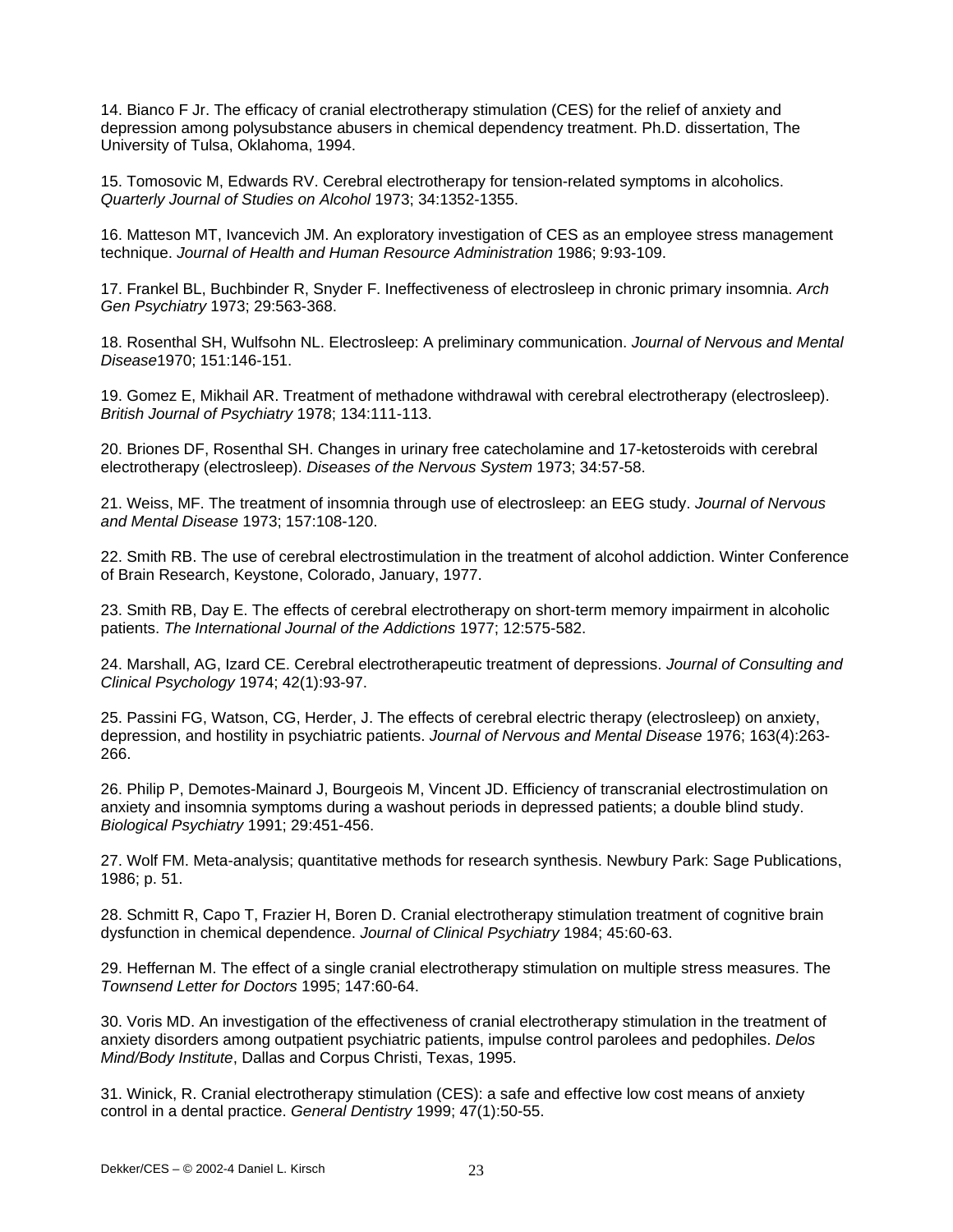14. Bianco F Jr. The efficacy of cranial electrotherapy stimulation (CES) for the relief of anxiety and depression among polysubstance abusers in chemical dependency treatment. Ph.D. dissertation, The University of Tulsa, Oklahoma, 1994.

15. Tomosovic M, Edwards RV. Cerebral electrotherapy for tension-related symptoms in alcoholics. *Quarterly Journal of Studies on Alcohol* 1973; 34:1352-1355.

16. Matteson MT, Ivancevich JM. An exploratory investigation of CES as an employee stress management technique. *Journal of Health and Human Resource Administration* 1986; 9:93-109.

17. Frankel BL, Buchbinder R, Snyder F. Ineffectiveness of electrosleep in chronic primary insomnia. *Arch Gen Psychiatry* 1973; 29:563-368.

18. Rosenthal SH, Wulfsohn NL. Electrosleep: A preliminary communication. *Journal of Nervous and Mental Disease*1970; 151:146-151.

19. Gomez E, Mikhail AR. Treatment of methadone withdrawal with cerebral electrotherapy (electrosleep). *British Journal of Psychiatry* 1978; 134:111-113.

20. Briones DF, Rosenthal SH. Changes in urinary free catecholamine and 17-ketosteroids with cerebral electrotherapy (electrosleep). *Diseases of the Nervous System* 1973; 34:57-58.

21. Weiss, MF. The treatment of insomnia through use of electrosleep: an EEG study. *Journal of Nervous and Mental Disease* 1973; 157:108-120.

22. Smith RB. The use of cerebral electrostimulation in the treatment of alcohol addiction. Winter Conference of Brain Research, Keystone, Colorado, January, 1977.

23. Smith RB, Day E. The effects of cerebral electrotherapy on short-term memory impairment in alcoholic patients. *The International Journal of the Addictions* 1977; 12:575-582.

24. Marshall, AG, Izard CE. Cerebral electrotherapeutic treatment of depressions. *Journal of Consulting and Clinical Psychology* 1974; 42(1):93-97.

25. Passini FG, Watson, CG, Herder, J. The effects of cerebral electric therapy (electrosleep) on anxiety, depression, and hostility in psychiatric patients. *Journal of Nervous and Mental Disease* 1976; 163(4):263-266.

26. Philip P, Demotes-Mainard J, Bourgeois M, Vincent JD. Efficiency of transcranial electrostimulation on anxiety and insomnia symptoms during a washout periods in depressed patients; a double blind study. *Biological Psychiatry* 1991; 29:451-456.

27. Wolf FM. Meta-analysis; quantitative methods for research synthesis. Newbury Park: Sage Publications, 1986; p. 51.

28. Schmitt R, Capo T, Frazier H, Boren D. Cranial electrotherapy stimulation treatment of cognitive brain dysfunction in chemical dependence. *Journal of Clinical Psychiatry* 1984; 45:60-63.

29. Heffernan M. The effect of a single cranial electrotherapy stimulation on multiple stress measures. The *Townsend Letter for Doctors* 1995; 147:60-64.

30. Voris MD. An investigation of the effectiveness of cranial electrotherapy stimulation in the treatment of anxiety disorders among outpatient psychiatric patients, impulse control parolees and pedophiles. *Delos Mind/Body Institute*, Dallas and Corpus Christi, Texas, 1995.

31. Winick, R. Cranial electrotherapy stimulation (CES): a safe and effective low cost means of anxiety control in a dental practice. *General Dentistry* 1999; 47(1):50-55.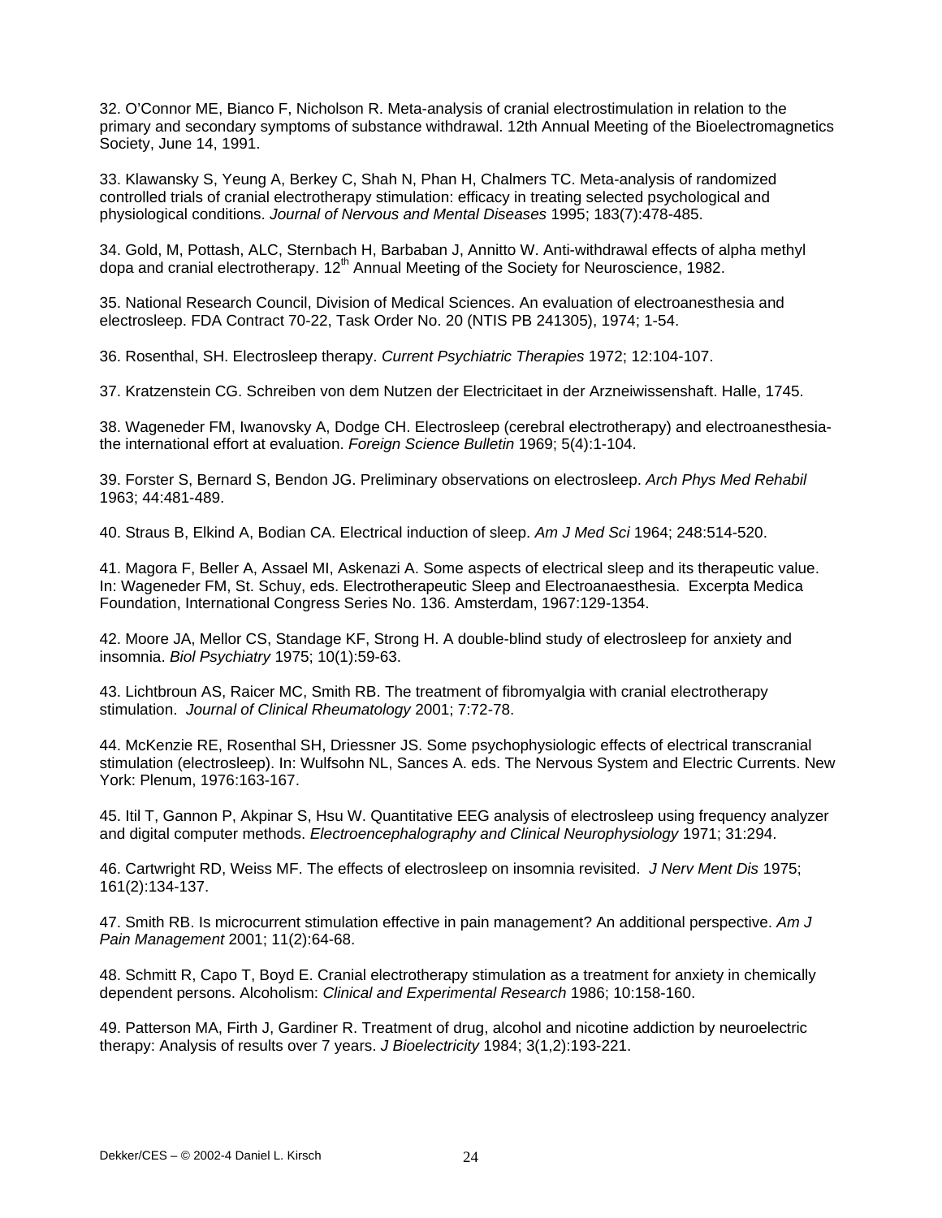32. O'Connor ME, Bianco F, Nicholson R. Meta-analysis of cranial electrostimulation in relation to the primary and secondary symptoms of substance withdrawal. 12th Annual Meeting of the Bioelectromagnetics Society, June 14, 1991.

33. Klawansky S, Yeung A, Berkey C, Shah N, Phan H, Chalmers TC. Meta-analysis of randomized controlled trials of cranial electrotherapy stimulation: efficacy in treating selected psychological and physiological conditions. *Journal of Nervous and Mental Diseases* 1995; 183(7):478-485.

34. Gold, M, Pottash, ALC, Sternbach H, Barbaban J, Annitto W. Anti-withdrawal effects of alpha methyl dopa and cranial electrotherapy. 12th Annual Meeting of the Society for Neuroscience, 1982.

35. National Research Council, Division of Medical Sciences. An evaluation of electroanesthesia and electrosleep. FDA Contract 70-22, Task Order No. 20 (NTIS PB 241305), 1974; 1-54.

36. Rosenthal, SH. Electrosleep therapy. *Current Psychiatric Therapies* 1972; 12:104-107.

37. Kratzenstein CG. Schreiben von dem Nutzen der Electricitaet in der Arzneiwissenshaft. Halle, 1745.

38. Wageneder FM, Iwanovsky A, Dodge CH. Electrosleep (cerebral electrotherapy) and electroanesthesia- the international effort at evaluation. *Foreign Science Bulletin* 1969; 5(4):1-104.

39. Forster S, Bernard S, Bendon JG. Preliminary observations on electrosleep. *Arch Phys Med Rehabil* 1963; 44:481-489.

40. Straus B, Elkind A, Bodian CA. Electrical induction of sleep. *Am J Med Sci* 1964; 248:514-520.

41. Magora F, Beller A, Assael MI, Askenazi A. Some aspects of electrical sleep and its therapeutic value. In: Wageneder FM, St. Schuy, eds. Electrotherapeutic Sleep and Electroanaesthesia. Excerpta Medica Foundation, International Congress Series No. 136. Amsterdam, 1967:129-1354.

42. Moore JA, Mellor CS, Standage KF, Strong H. A double-blind study of electrosleep for anxiety and insomnia. *Biol Psychiatry* 1975; 10(1):59-63.

43. Lichtbroun AS, Raicer MC, Smith RB. The treatment of fibromyalgia with cranial electrotherapy stimulation. *Journal of Clinical Rheumatology* 2001; 7:72-78.

44. McKenzie RE, Rosenthal SH, Driessner JS. Some psychophysiologic effects of electrical transcranial stimulation (electrosleep). In: Wulfsohn NL, Sances A. eds. The Nervous System and Electric Currents. New York: Plenum, 1976:163-167.

45. Itil T, Gannon P, Akpinar S, Hsu W. Quantitative EEG analysis of electrosleep using frequency analyzer and digital computer methods. *Electroencephalography and Clinical Neurophysiology* 1971; 31:294.

46. Cartwright RD, Weiss MF. The effects of electrosleep on insomnia revisited. *J Nerv Ment Dis* 1975; 161(2):134-137.

47. Smith RB. Is microcurrent stimulation effective in pain management? An additional perspective. *Am J Pain Management* 2001; 11(2):64-68.

48. Schmitt R, Capo T, Boyd E. Cranial electrotherapy stimulation as a treatment for anxiety in chemically dependent persons. Alcoholism: *Clinical and Experimental Research* 1986; 10:158-160.

49. Patterson MA, Firth J, Gardiner R. Treatment of drug, alcohol and nicotine addiction by neuroelectric therapy: Analysis of results over 7 years. *J Bioelectricity* 1984; 3(1,2):193-221.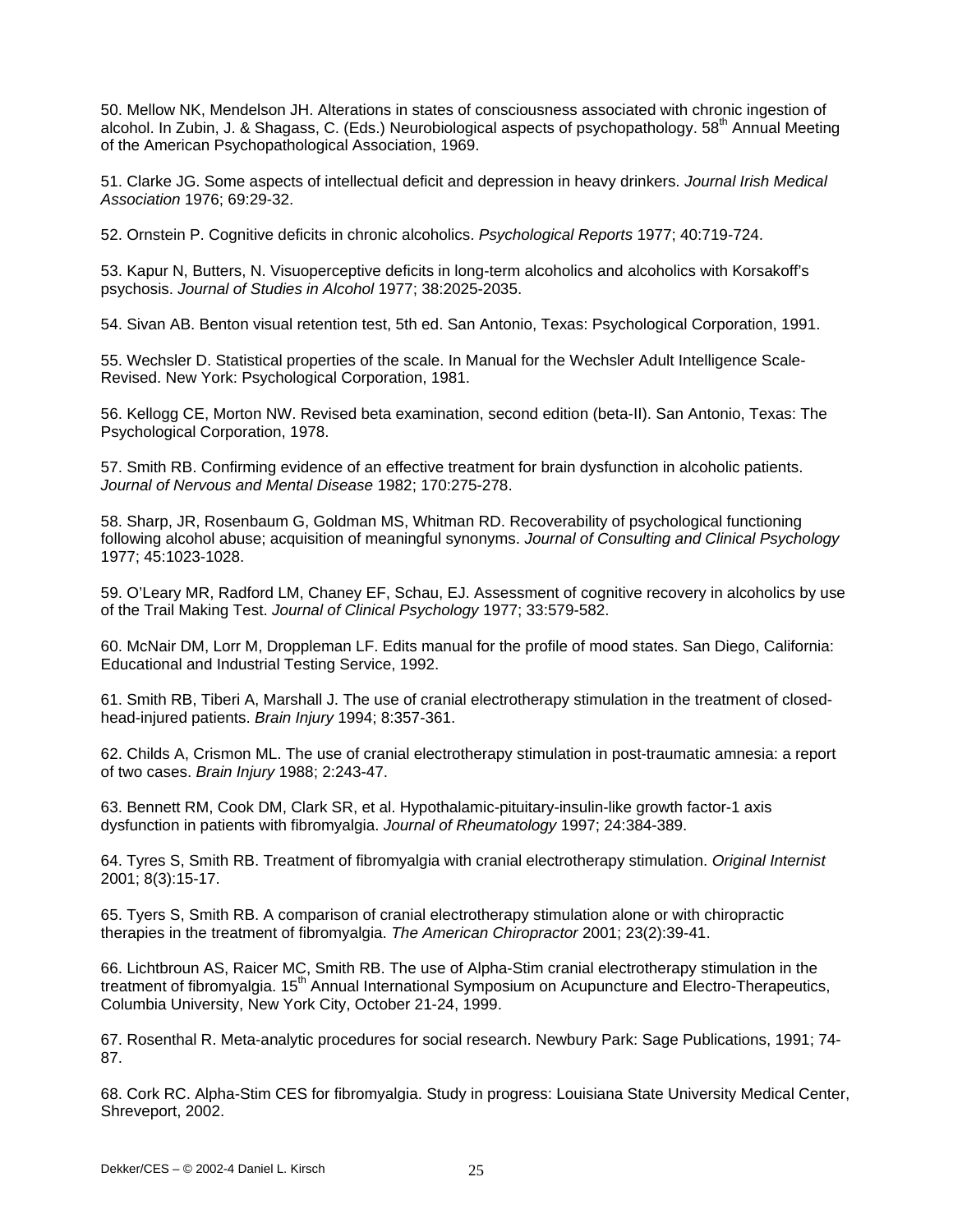50. Mellow NK, Mendelson JH. Alterations in states of consciousness associated with chronic ingestion of alcohol. In Zubin, J. & Shagass, C. (Eds.) Neurobiological aspects of psychopathology. 58th Annual Meeting of the American Psychopathological Association, 1969.

51. Clarke JG. Some aspects of intellectual deficit and depression in heavy drinkers. *Journal Irish Medical Association* 1976; 69:29-32.

52. Ornstein P. Cognitive deficits in chronic alcoholics. *Psychological Reports* 1977; 40:719-724.

53. Kapur N, Butters, N. Visuoperceptive deficits in long-term alcoholics and alcoholics with Korsakoff's psychosis. *Journal of Studies in Alcohol* 1977; 38:2025-2035.

54. Sivan AB. Benton visual retention test, 5th ed. San Antonio, Texas: Psychological Corporation, 1991.

55. Wechsler D. Statistical properties of the scale. In Manual for the Wechsler Adult Intelligence Scale-Revised. New York: Psychological Corporation, 1981.

56. Kellogg CE, Morton NW. Revised beta examination, second edition (beta-II). San Antonio, Texas: The Psychological Corporation, 1978.

57. Smith RB. Confirming evidence of an effective treatment for brain dysfunction in alcoholic patients. *Journal of Nervous and Mental Disease* 1982; 170:275-278.

58. Sharp, JR, Rosenbaum G, Goldman MS, Whitman RD. Recoverability of psychological functioning following alcohol abuse; acquisition of meaningful synonyms. *Journal of Consulting and Clinical Psychology* 1977; 45:1023-1028.

59. O'Leary MR, Radford LM, Chaney EF, Schau, EJ. Assessment of cognitive recovery in alcoholics by use of the Trail Making Test. *Journal of Clinical Psychology* 1977; 33:579-582.

60. McNair DM, Lorr M, Droppleman LF. Edits manual for the profile of mood states. San Diego, California: Educational and Industrial Testing Service, 1992.

61. Smith RB, Tiberi A, Marshall J. The use of cranial electrotherapy stimulation in the treatment of closed-head-injured patients. *Brain Injury* 1994; 8:357-361.

62. Childs A, Crismon ML. The use of cranial electrotherapy stimulation in post-traumatic amnesia: a report of two cases. *Brain Injury* 1988; 2:243-47.

63. Bennett RM, Cook DM, Clark SR, et al. Hypothalamic-pituitary-insulin-like growth factor-1 axis dysfunction in patients with fibromyalgia. *Journal of Rheumatology* 1997; 24:384-389.

64. Tyres S, Smith RB. Treatment of fibromyalgia with cranial electrotherapy stimulation. *Original Internist* 2001; 8(3):15-17.

65. Tyers S, Smith RB. A comparison of cranial electrotherapy stimulation alone or with chiropractic therapies in the treatment of fibromyalgia. *The American Chiropractor* 2001; 23(2):39-41.

66. Lichtbroun AS, Raicer MC, Smith RB. The use of Alpha-Stim cranial electrotherapy stimulation in the treatment of fibromyalgia. 15th Annual International Symposium on Acupuncture and Electro-Therapeutics, Columbia University, New York City, October 21-24, 1999.

67. Rosenthal R. Meta-analytic procedures for social research. Newbury Park: Sage Publications, 1991; 74-87.

68. Cork RC. Alpha-Stim CES for fibromyalgia. Study in progress: Louisiana State University Medical Center, Shreveport, 2002.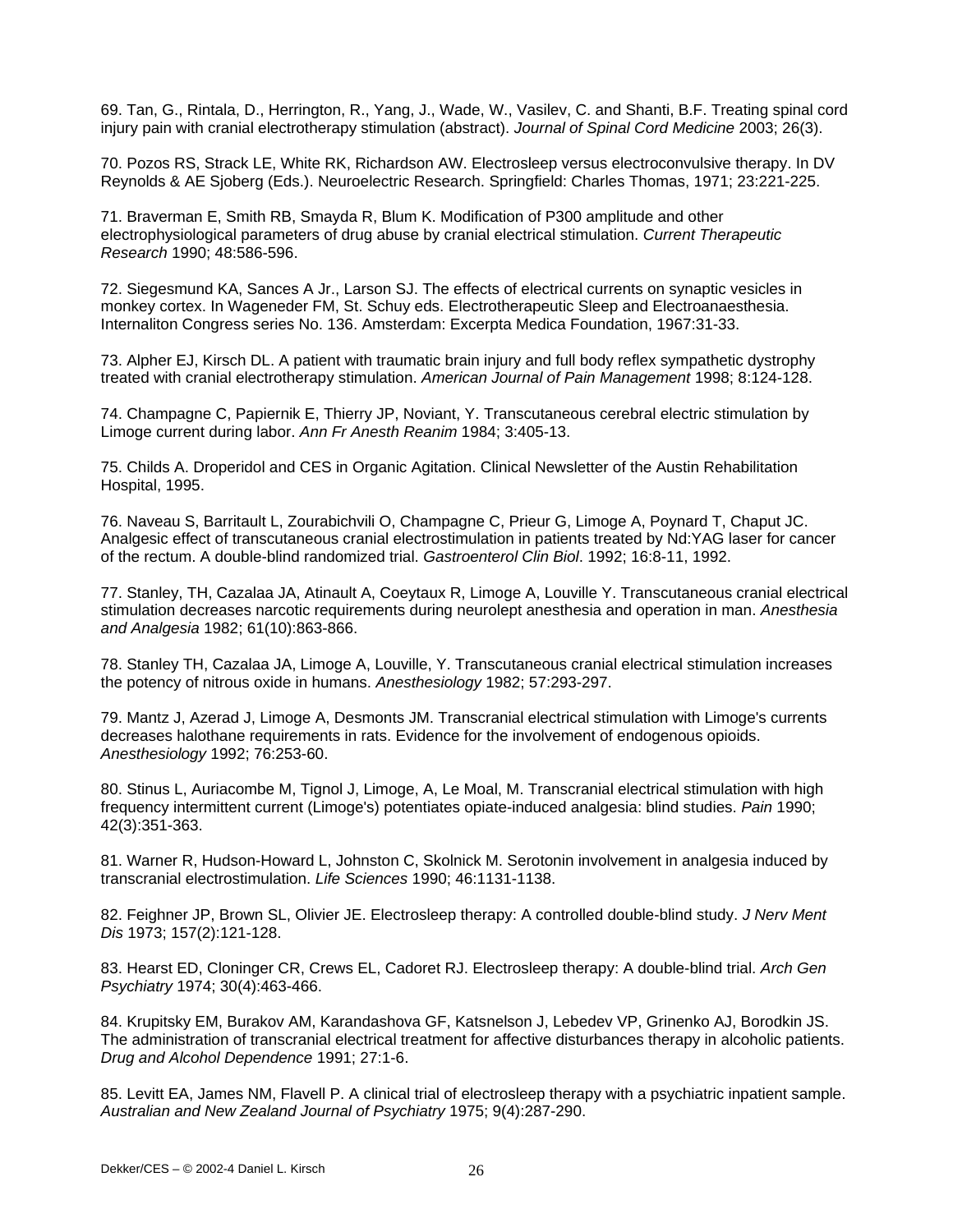69. Tan, G., Rintala, D., Herrington, R., Yang, J., Wade, W., Vasilev, C. and Shanti, B.F. Treating spinal cord injury pain with cranial electrotherapy stimulation (abstract). *Journal of Spinal Cord Medicine* 2003; 26(3).

70. Pozos RS, Strack LE, White RK, Richardson AW. Electrosleep versus electroconvulsive therapy. In DV Reynolds & AE Sjoberg (Eds.). Neuroelectric Research. Springfield: Charles Thomas, 1971; 23:221-225.

71. Braverman E, Smith RB, Smayda R, Blum K. Modification of P300 amplitude and other electrophysiological parameters of drug abuse by cranial electrical stimulation. *Current Therapeutic Research* 1990; 48:586-596.

72. Siegesmund KA, Sances A Jr., Larson SJ. The effects of electrical currents on synaptic vesicles in monkey cortex. In Wageneder FM, St. Schuy eds. Electrotherapeutic Sleep and Electroanaesthesia. Internaliton Congress series No. 136. Amsterdam: Excerpta Medica Foundation, 1967:31-33.

73. Alpher EJ, Kirsch DL. A patient with traumatic brain injury and full body reflex sympathetic dystrophy treated with cranial electrotherapy stimulation. *American Journal of Pain Management* 1998; 8:124-128.

74. Champagne C, Papiernik E, Thierry JP, Noviant, Y. Transcutaneous cerebral electric stimulation by Limoge current during labor. *Ann Fr Anesth Reanim* 1984; 3:405-13.

75. Childs A. Droperidol and CES in Organic Agitation. Clinical Newsletter of the Austin Rehabilitation Hospital, 1995.

76. Naveau S, Barritault L, Zourabichvili O, Champagne C, Prieur G, Limoge A, Poynard T, Chaput JC. Analgesic effect of transcutaneous cranial electrostimulation in patients treated by Nd:YAG laser for cancer of the rectum. A double-blind randomized trial. *Gastroenterol Clin Biol*. 1992; 16:8-11, 1992.

77. Stanley, TH, Cazalaa JA, Atinault A, Coeytaux R, Limoge A, Louville Y. Transcutaneous cranial electrical stimulation decreases narcotic requirements during neurolept anesthesia and operation in man. *Anesthesia and Analgesia* 1982; 61(10):863-866.

78. Stanley TH, Cazalaa JA, Limoge A, Louville, Y. Transcutaneous cranial electrical stimulation increases the potency of nitrous oxide in humans. *Anesthesiology* 1982; 57:293-297.

79. Mantz J, Azerad J, Limoge A, Desmonts JM. Transcranial electrical stimulation with Limoge's currents decreases halothane requirements in rats. Evidence for the involvement of endogenous opioids. *Anesthesiology* 1992; 76:253-60.

80. Stinus L, Auriacombe M, Tignol J, Limoge, A, Le Moal, M. Transcranial electrical stimulation with high frequency intermittent current (Limoge's) potentiates opiate-induced analgesia: blind studies. *Pain* 1990; 42(3):351-363.

81. Warner R, Hudson-Howard L, Johnston C, Skolnick M. Serotonin involvement in analgesia induced by transcranial electrostimulation. *Life Sciences* 1990; 46:1131-1138.

82. Feighner JP, Brown SL, Olivier JE. Electrosleep therapy: A controlled double-blind study. *J Nerv Ment Dis* 1973; 157(2):121-128.

83. Hearst ED, Cloninger CR, Crews EL, Cadoret RJ. Electrosleep therapy: A double-blind trial. *Arch Gen Psychiatry* 1974; 30(4):463-466.

84. Krupitsky EM, Burakov AM, Karandashova GF, Katsnelson J, Lebedev VP, Grinenko AJ, Borodkin JS. The administration of transcranial electrical treatment for affective disturbances therapy in alcoholic patients. *Drug and Alcohol Dependence* 1991; 27:1-6.

85. Levitt EA, James NM, Flavell P. A clinical trial of electrosleep therapy with a psychiatric inpatient sample. *Australian and New Zealand Journal of Psychiatry* 1975; 9(4):287-290.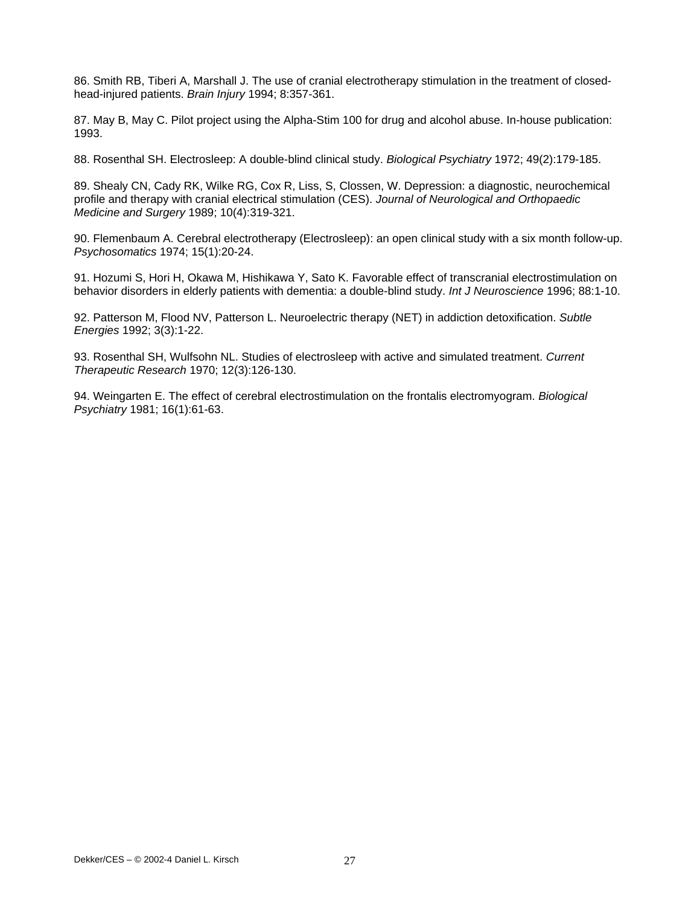86. Smith RB, Tiberi A, Marshall J. The use of cranial electrotherapy stimulation in the treatment of closed-head-injured patients. *Brain Injury* 1994; 8:357-361.

87. May B, May C. Pilot project using the Alpha-Stim 100 for drug and alcohol abuse. In-house publication: 1993.

88. Rosenthal SH. Electrosleep: A double-blind clinical study. *Biological Psychiatry* 1972; 49(2):179-185.

89. Shealy CN, Cady RK, Wilke RG, Cox R, Liss, S, Clossen, W. Depression: a diagnostic, neurochemical profile and therapy with cranial electrical stimulation (CES). *Journal of Neurological and Orthopaedic Medicine and Surgery* 1989; 10(4):319-321.

90. Flemenbaum A. Cerebral electrotherapy (Electrosleep): an open clinical study with a six month follow-up. *Psychosomatics* 1974; 15(1):20-24.

91. Hozumi S, Hori H, Okawa M, Hishikawa Y, Sato K. Favorable effect of transcranial electrostimulation on behavior disorders in elderly patients with dementia: a double-blind study. *Int J Neuroscience* 1996; 88:1-10.

92. Patterson M, Flood NV, Patterson L. Neuroelectric therapy (NET) in addiction detoxification. *Subtle Energies* 1992; 3(3):1-22.

93. Rosenthal SH, Wulfsohn NL. Studies of electrosleep with active and simulated treatment. *Current Therapeutic Research* 1970; 12(3):126-130.

94. Weingarten E. The effect of cerebral electrostimulation on the frontalis electromyogram. *Biological Psychiatry* 1981; 16(1):61-63.